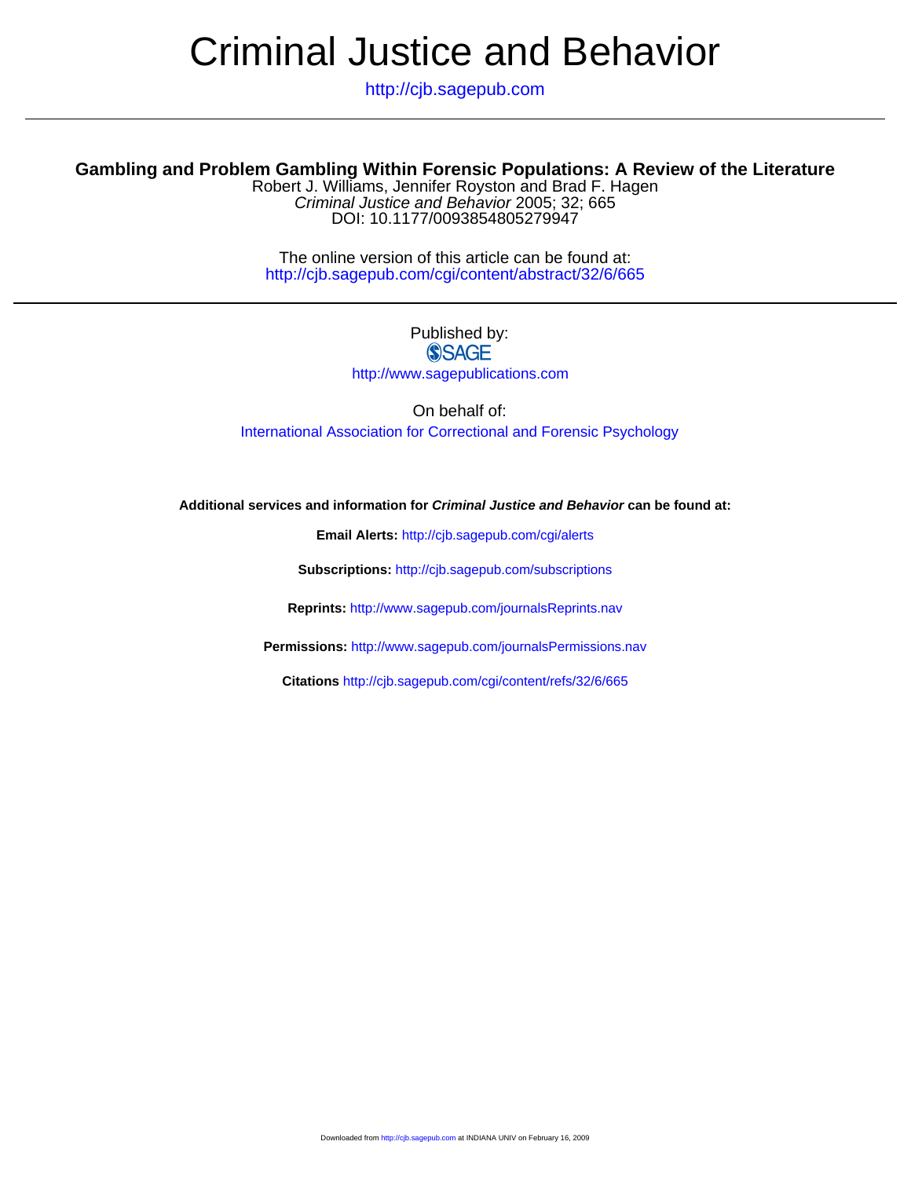# Criminal Justice and Behavior

http://cjb.sagepub.com

## Gambling and Problem Gambling Within Forensic Populations: A Review of the Literature

Robert J. Williams, Jennifer Royston and Brad F. Hagen

*Criminal Justice and Behavior* 2005; 32; 665

DOI: 10.1177/0093854805279947

The online version of this article can be found at:
http://cjb.sagepub.com/cgi/content/abstract/32/6/665

---

Published by:
SAGE
http://www.sagepublications.com

On behalf of:
International Association for Correctional and Forensic Psychology

**Additional services and information for *Criminal Justice and Behavior* can be found at:**

**Email Alerts:** http://cjb.sagepub.com/cgi/alerts

**Subscriptions:** http://cjb.sagepub.com/subscriptions

**Reprints:** http://www.sagepub.com/journalsReprints.nav

**Permissions:** http://www.sagepub.com/journalsPermissions.nav

**Citations** http://cjb.sagepub.com/cgi/content/refs/32/6/665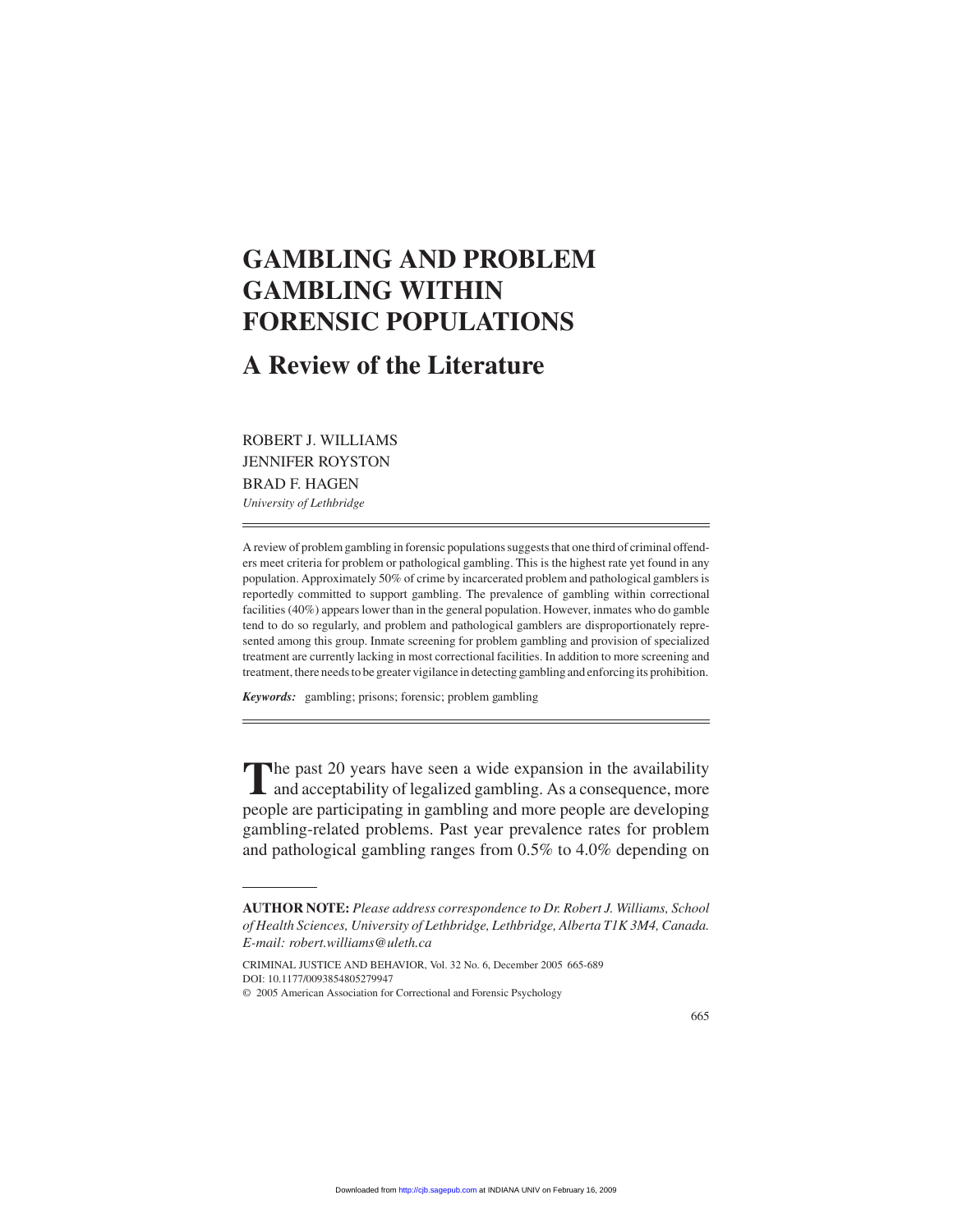# GAMBLING AND PROBLEM GAMBLING WITHIN FORENSIC POPULATIONS

## A Review of the Literature

ROBERT J. WILLIAMS
JENNIFER ROYSTON
BRAD F. HAGEN
*University of Lethbridge*

---

A review of problem gambling in forensic populations suggests that one third of criminal offenders meet criteria for problem or pathological gambling. This is the highest rate yet found in any population. Approximately 50% of crime by incarcerated problem and pathological gamblers is reportedly committed to support gambling. The prevalence of gambling within correctional facilities (40%) appears lower than in the general population. However, inmates who do gamble tend to do so regularly, and problem and pathological gamblers are disproportionately represented among this group. Inmate screening for problem gambling and provision of specialized treatment are currently lacking in most correctional facilities. In addition to more screening and treatment, there needs to be greater vigilance in detecting gambling and enforcing its prohibition.

***Keywords:*** gambling; prisons; forensic; problem gambling

---

The past 20 years have seen a wide expansion in the availability and acceptability of legalized gambling. As a consequence, more people are participating in gambling and more people are developing gambling-related problems. Past year prevalence rates for problem and pathological gambling ranges from 0.5% to 4.0% depending on

---

**AUTHOR NOTE:** *Please address correspondence to Dr. Robert J. Williams, School of Health Sciences, University of Lethbridge, Lethbridge, Alberta T1K 3M4, Canada. E-mail: robert.williams@uleth.ca*

CRIMINAL JUSTICE AND BEHAVIOR, Vol. 32 No. 6, December 2005 665-689
DOI: 10.1177/0093854805279947
© 2005 American Association for Correctional and Forensic Psychology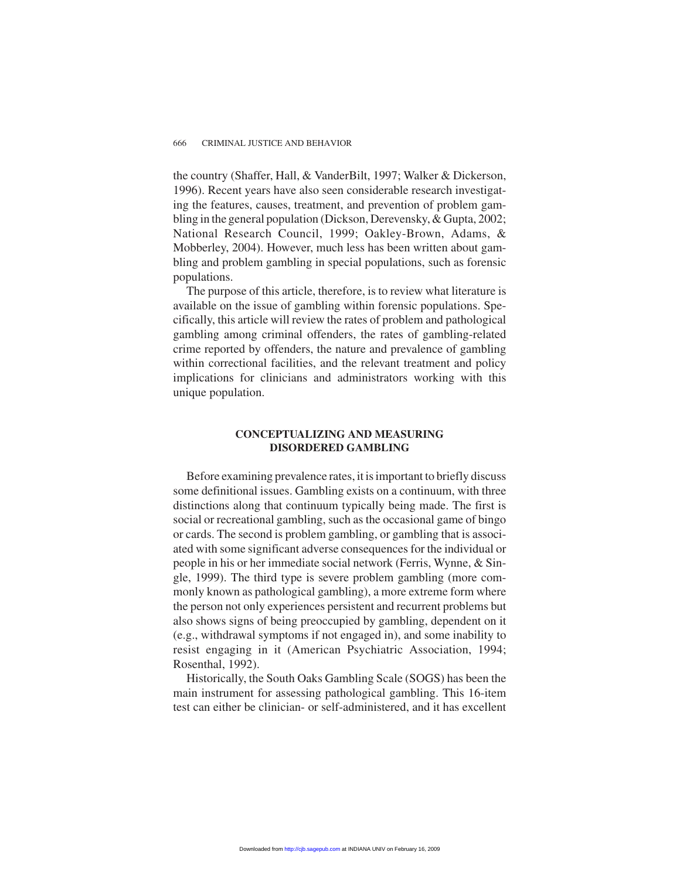the country (Shaffer, Hall, & VanderBilt, 1997; Walker & Dickerson, 1996). Recent years have also seen considerable research investigating the features, causes, treatment, and prevention of problem gambling in the general population (Dickson, Derevensky, & Gupta, 2002; National Research Council, 1999; Oakley-Brown, Adams, & Mobberley, 2004). However, much less has been written about gambling and problem gambling in special populations, such as forensic populations.

The purpose of this article, therefore, is to review what literature is available on the issue of gambling within forensic populations. Specifically, this article will review the rates of problem and pathological gambling among criminal offenders, the rates of gambling-related crime reported by offenders, the nature and prevalence of gambling within correctional facilities, and the relevant treatment and policy implications for clinicians and administrators working with this unique population.

## CONCEPTUALIZING AND MEASURING DISORDERED GAMBLING

Before examining prevalence rates, it is important to briefly discuss some definitional issues. Gambling exists on a continuum, with three distinctions along that continuum typically being made. The first is social or recreational gambling, such as the occasional game of bingo or cards. The second is problem gambling, or gambling that is associated with some significant adverse consequences for the individual or people in his or her immediate social network (Ferris, Wynne, & Single, 1999). The third type is severe problem gambling (more commonly known as pathological gambling), a more extreme form where the person not only experiences persistent and recurrent problems but also shows signs of being preoccupied by gambling, dependent on it (e.g., withdrawal symptoms if not engaged in), and some inability to resist engaging in it (American Psychiatric Association, 1994; Rosenthal, 1992).

Historically, the South Oaks Gambling Scale (SOGS) has been the main instrument for assessing pathological gambling. This 16-item test can either be clinician- or self-administered, and it has excellent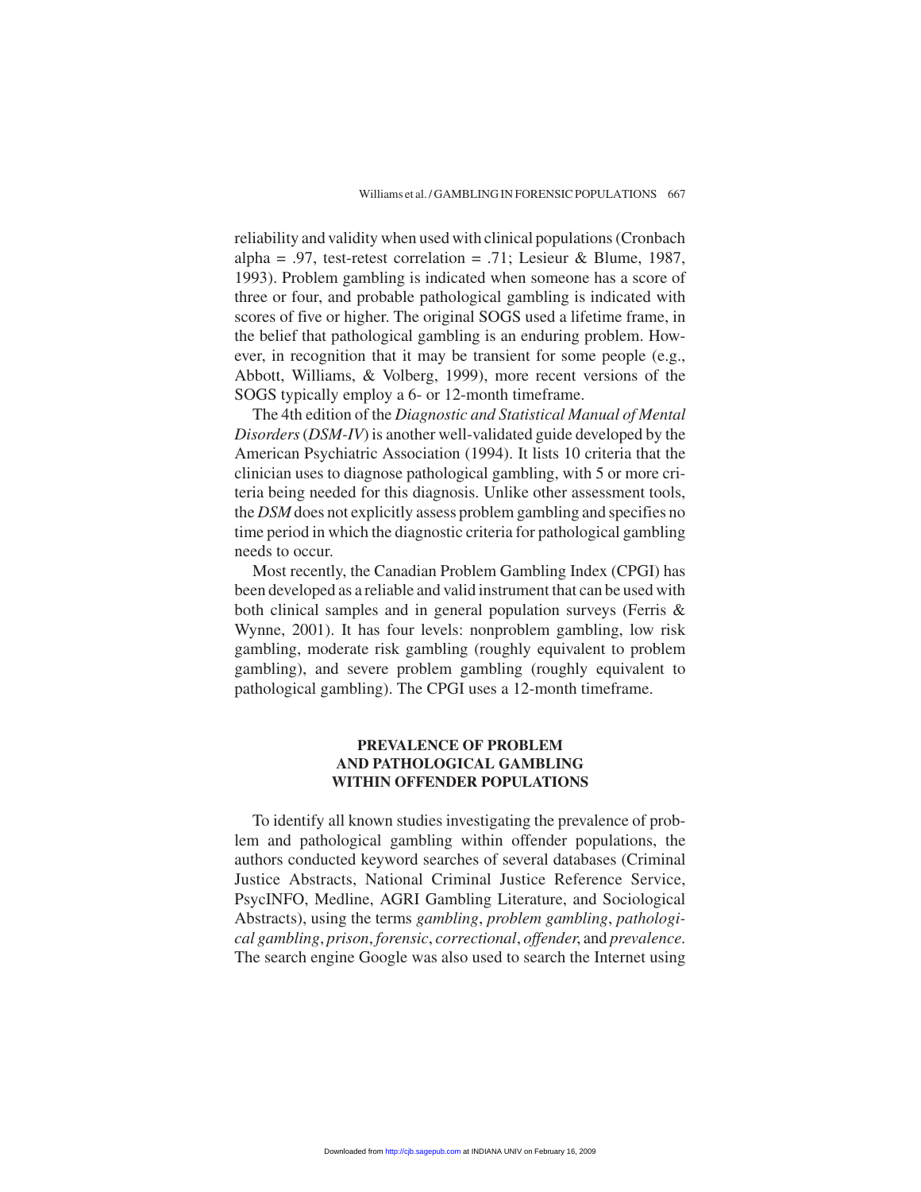reliability and validity when used with clinical populations (Cronbach alpha = .97, test-retest correlation = .71; Lesieur & Blume, 1987, 1993). Problem gambling is indicated when someone has a score of three or four, and probable pathological gambling is indicated with scores of five or higher. The original SOGS used a lifetime frame, in the belief that pathological gambling is an enduring problem. However, in recognition that it may be transient for some people (e.g., Abbott, Williams, & Volberg, 1999), more recent versions of the SOGS typically employ a 6- or 12-month timeframe.

The 4th edition of the *Diagnostic and Statistical Manual of Mental Disorders* (*DSM-IV*) is another well-validated guide developed by the American Psychiatric Association (1994). It lists 10 criteria that the clinician uses to diagnose pathological gambling, with 5 or more criteria being needed for this diagnosis. Unlike other assessment tools, the *DSM* does not explicitly assess problem gambling and specifies no time period in which the diagnostic criteria for pathological gambling needs to occur.

Most recently, the Canadian Problem Gambling Index (CPGI) has been developed as a reliable and valid instrument that can be used with both clinical samples and in general population surveys (Ferris & Wynne, 2001). It has four levels: nonproblem gambling, low risk gambling, moderate risk gambling (roughly equivalent to problem gambling), and severe problem gambling (roughly equivalent to pathological gambling). The CPGI uses a 12-month timeframe.

## PREVALENCE OF PROBLEM AND PATHOLOGICAL GAMBLING WITHIN OFFENDER POPULATIONS

To identify all known studies investigating the prevalence of problem and pathological gambling within offender populations, the authors conducted keyword searches of several databases (Criminal Justice Abstracts, National Criminal Justice Reference Service, PsycINFO, Medline, AGRI Gambling Literature, and Sociological Abstracts), using the terms *gambling*, *problem gambling*, *pathological gambling*, *prison*, *forensic*, *correctional*, *offender*, and *prevalence*. The search engine Google was also used to search the Internet using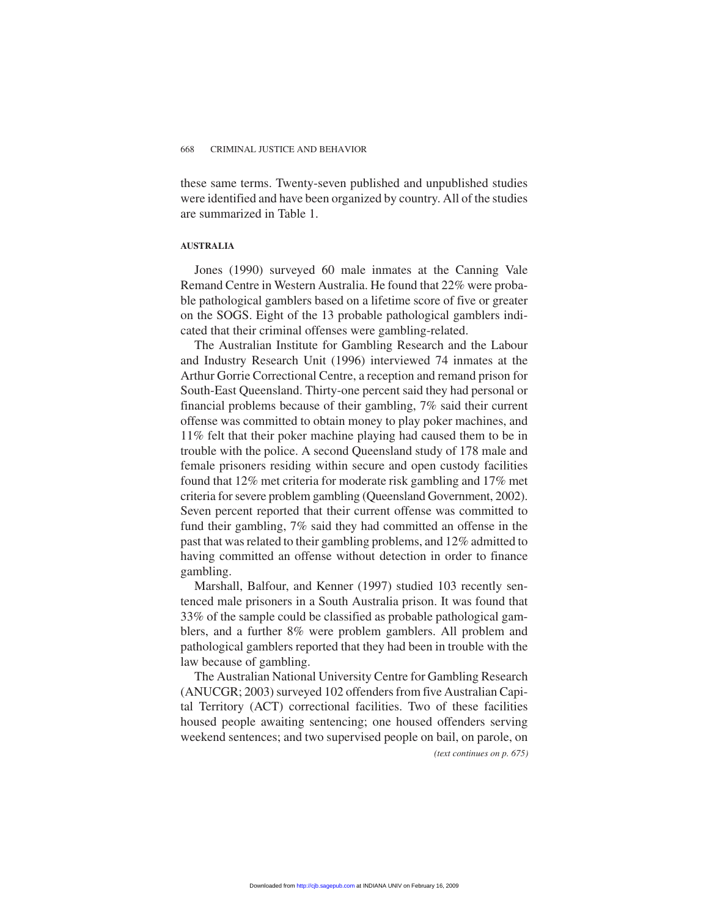these same terms. Twenty-seven published and unpublished studies were identified and have been organized by country. All of the studies are summarized in Table 1.

#### AUSTRALIA

Jones (1990) surveyed 60 male inmates at the Canning Vale Remand Centre in Western Australia. He found that 22% were probable pathological gamblers based on a lifetime score of five or greater on the SOGS. Eight of the 13 probable pathological gamblers indicated that their criminal offenses were gambling-related.

The Australian Institute for Gambling Research and the Labour and Industry Research Unit (1996) interviewed 74 inmates at the Arthur Gorrie Correctional Centre, a reception and remand prison for South-East Queensland. Thirty-one percent said they had personal or financial problems because of their gambling, 7% said their current offense was committed to obtain money to play poker machines, and 11% felt that their poker machine playing had caused them to be in trouble with the police. A second Queensland study of 178 male and female prisoners residing within secure and open custody facilities found that 12% met criteria for moderate risk gambling and 17% met criteria for severe problem gambling (Queensland Government, 2002). Seven percent reported that their current offense was committed to fund their gambling, 7% said they had committed an offense in the past that was related to their gambling problems, and 12% admitted to having committed an offense without detection in order to finance gambling.

Marshall, Balfour, and Kenner (1997) studied 103 recently sentenced male prisoners in a South Australia prison. It was found that 33% of the sample could be classified as probable pathological gamblers, and a further 8% were problem gamblers. All problem and pathological gamblers reported that they had been in trouble with the law because of gambling.

The Australian National University Centre for Gambling Research (ANUCGR; 2003) surveyed 102 offenders from five Australian Capital Territory (ACT) correctional facilities. Two of these facilities housed people awaiting sentencing; one housed offenders serving weekend sentences; and two supervised people on bail, on parole, on

*(text continues on p. 675)*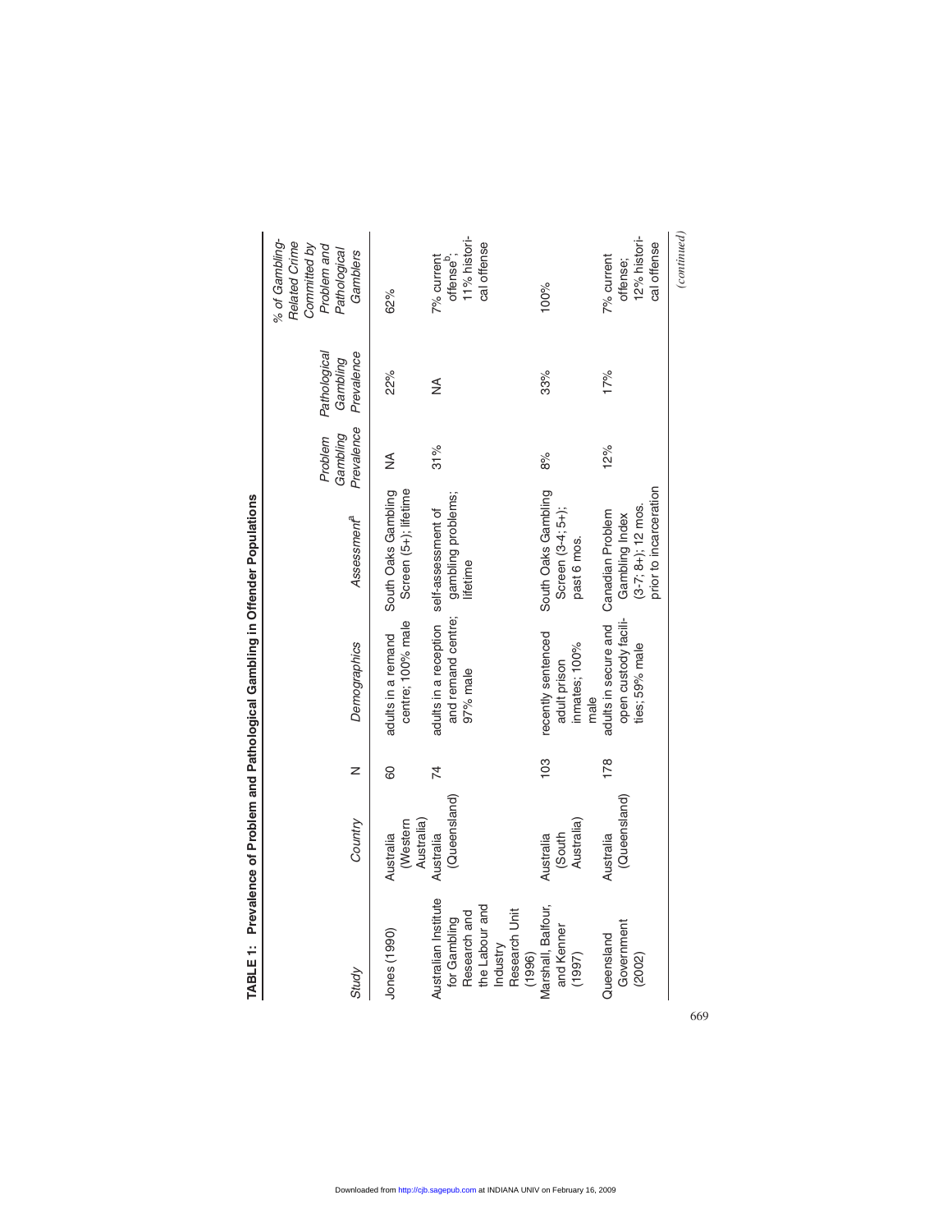**TABLE 1: Prevalence of Problem and Pathological Gambling in Offender Populations**

| Study | Country | N | Demographics | Assessment[a] | Problem Gambling Prevalence | Pathological Gambling Prevalence | % of Gambling-Related Crime Committed by Problem and Pathological Gamblers |
|---|---|---|---|---|---|---|---|
| Jones (1990) | Australia (Western Australia) | 60 | adults in a remand centre; 100% male | South Oaks Gambling Screen (5+); lifetime | NA | 22% | 62% |
| Australian Institute for Gambling Research and the Labour and Industry Research Unit (1996) | Australia (Queensland) | 74 | adults in a reception and remand centre; 97% male | self-assessment of gambling problems; lifetime | 31% | NA | 7% current offense[b]; 11% historical offense |
| Marshall, Balfour, and Kenner (1997) | Australia (South Australia) | 103 | recently sentenced adult prison inmates; 100% male | South Oaks Gambling Screen (3-4; 5+); past 6 mos. | 8% | 33% | 100% |
| Queensland Government (2002) | Australia (Queensland) | 178 | adults in secure and open custody facilities; 59% male | Canadian Problem Gambling Index (3-7; 8+); 12 mos. prior to incarceration | 12% | 17% | 7% current offense; 12% historical offense |

*(continued)*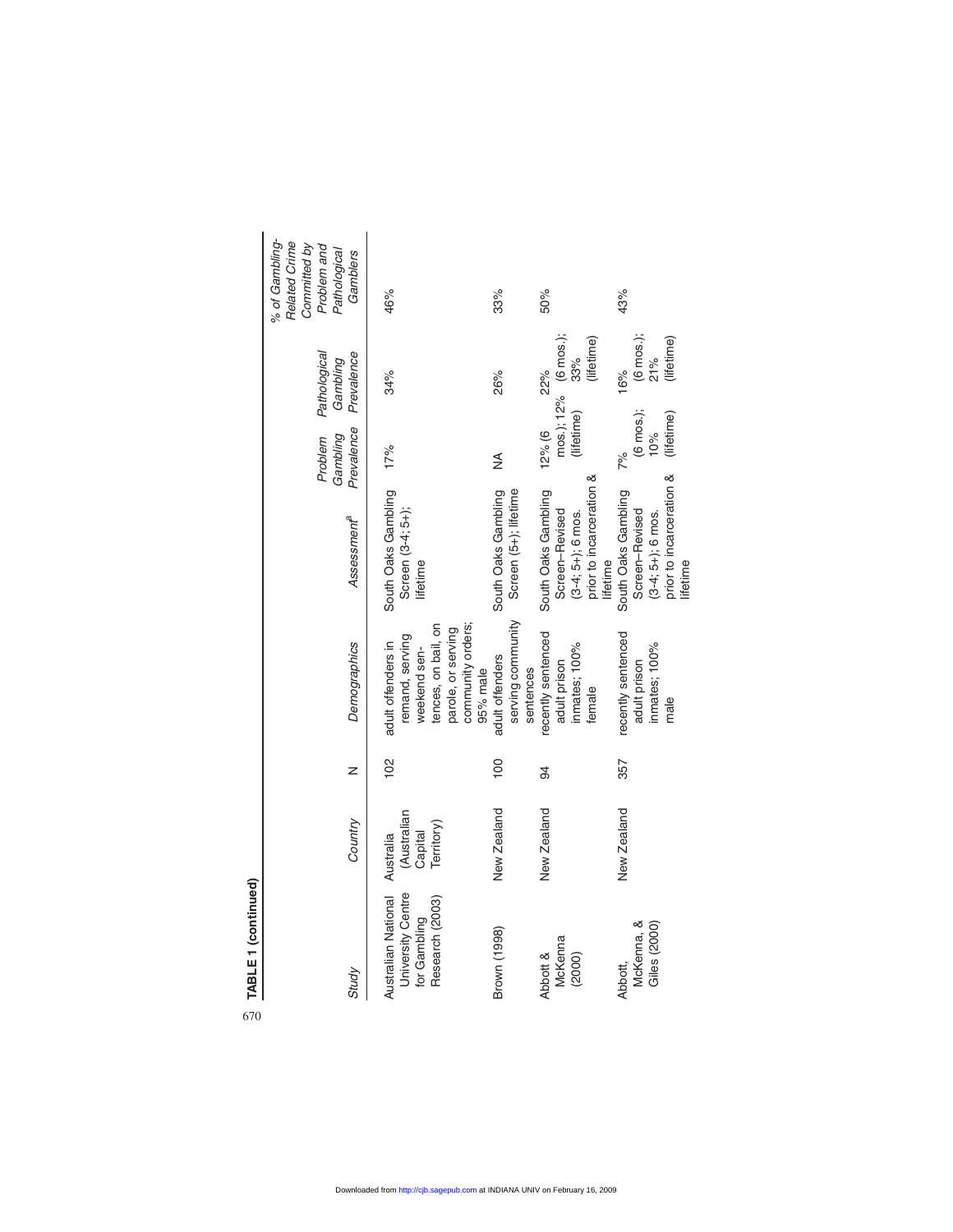**TABLE 1 (continued)**

| Study | Country | N | Demographics | Assessment[a] | Problem Gambling Prevalence | Pathological Gambling Prevalence | % of Gambling-Related Crime Committed by Problem and Pathological Gamblers |
|---|---|---|---|---|---|---|---|
| Australian National University Centre for Gambling Research (2003) | Australia (Australian Capital Territory) | 102 | adult offenders in remand, serving weekend sentences, on bail, on parole, or serving community orders; 95% male | South Oaks Gambling Screen (3-4; 5+); lifetime | 17% | 34% | 46% |
| Brown (1998) | New Zealand | 100 | adult offenders serving community sentences | South Oaks Gambling Screen (5+); lifetime | NA | 26% | 33% |
| Abbott & McKenna (2000) | New Zealand | 94 | recently sentenced adult prison inmates; 100% female | South Oaks Gambling Screen–Revised (3-4; 5+); 6 mos. prior to incarceration & lifetime | 12% (6 mos.); 12% (lifetime) | 22% (6 mos.); 33% (lifetime) | 50% |
| Abbott, McKenna, & Giles (2000) | New Zealand | 357 | recently sentenced adult prison inmates; 100% male | South Oaks Gambling Screen–Revised (3-4; 5+); 6 mos. prior to incarceration & lifetime | 7% (6 mos.); 10% (lifetime) | 16% (6 mos.); 21% (lifetime) | 43% |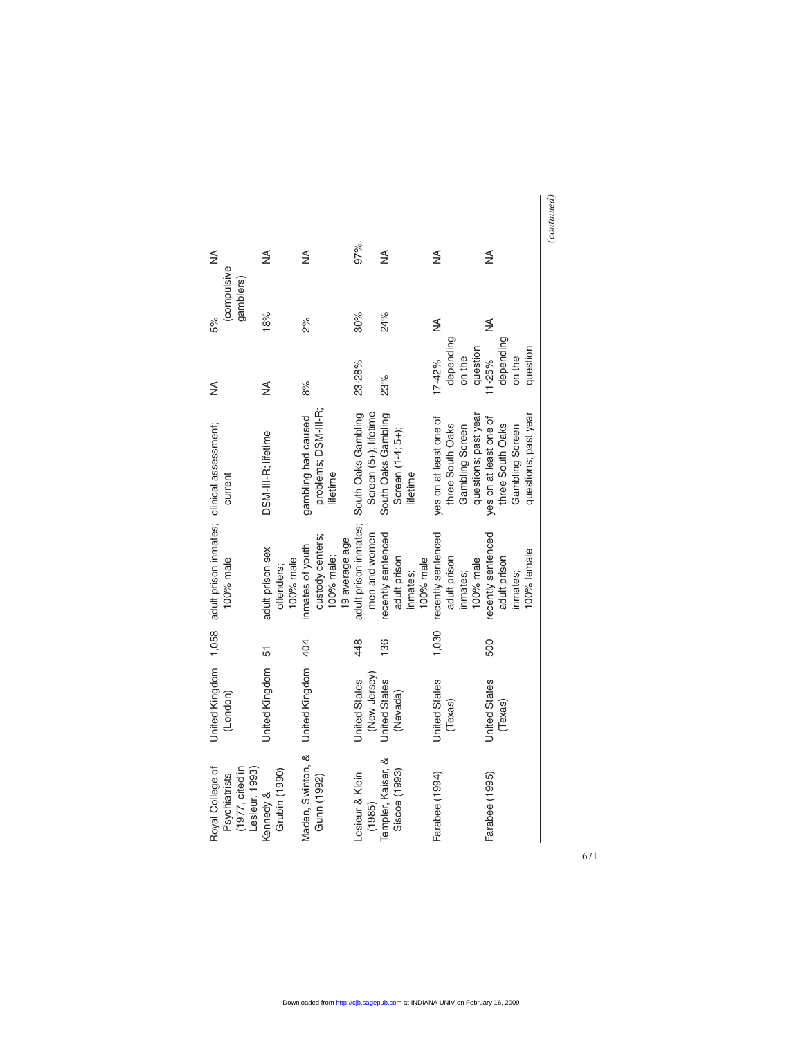| | | | | | | | |
|---|---|---|---|---|---|---|---|
| Royal College of Psychiatrists (1977, cited in Lesieur, 1993) | United Kingdom (London) | 1,058 | adult prison inmates; 100% male | clinical assessment; current | NA | 5% (compulsive gamblers) | NA |
| Kennedy & Grubin (1990) | United Kingdom | 51 | adult prison sex offenders; 100% male | DSM-III-R; lifetime | NA | 18% | NA |
| Maden, Swinton, & Gunn (1992) | United Kingdom | 404 | inmates of youth custody centers; 100% male; 19 average age | gambling had caused problems; DSM-III-R; lifetime | 8% | 2% | NA |
| Lesieur & Klein (1985) | United States (New Jersey) | 448 | adult prison inmates; men and women | South Oaks Gambling Screen (5+); lifetime | 23-28% | 30% | 97% |
| Templer, Kaiser, & Siscoe (1993) | United States (Nevada) | 136 | recently sentenced adult prison inmates; 100% male | South Oaks Gambling Screen (1-4; 5+); lifetime | 23% | 24% | NA |
| Farabee (1994) | United States (Texas) | 1,030 | recently sentenced adult prison inmates; 100% male | yes on at least one of three South Oaks Gambling Screen questions; past year | 17-42% depending on the question | NA | NA |
| Farabee (1995) | United States (Texas) | 500 | recently sentenced adult prison inmates; 100% female | yes on at least one of three South Oaks Gambling Screen questions; past year | 11-25% depending on the question | NA | NA |

*(continued)*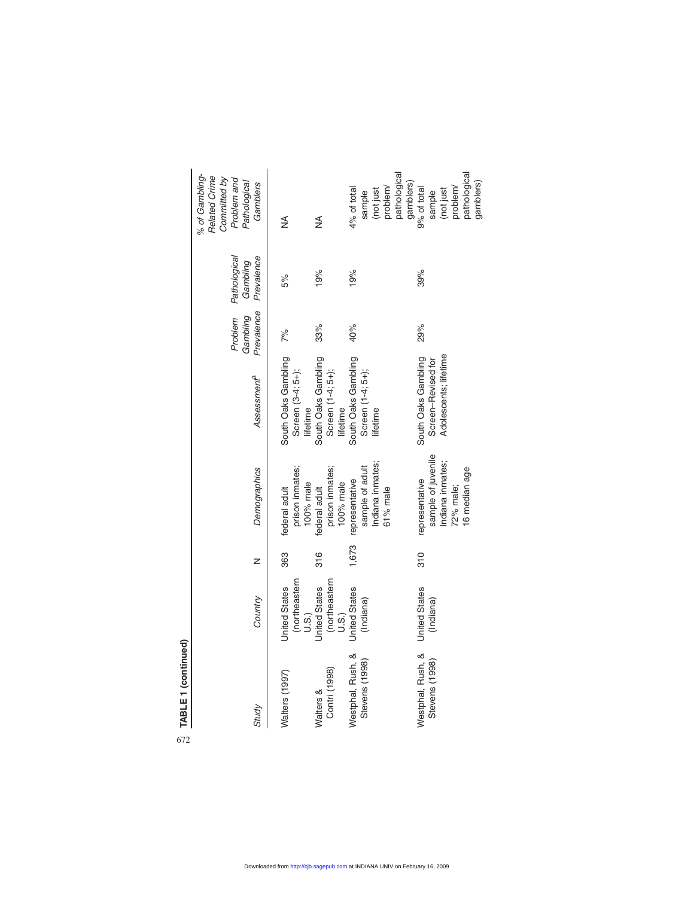**TABLE 1 (continued)**

| Study | Country | N | Demographics | Assessment[a] | Problem Gambling Prevalence | Pathological Gambling Prevalence | % of Gambling-Related Crime Committed by Problem and Pathological Gamblers |
|---|---|---|---|---|---|---|---|
| Walters (1997) | United States (northeastern U.S.) | 363 | federal adult prison inmates; 100% male | South Oaks Gambling Screen (3-4; 5+); lifetime | 7% | 5% | NA |
| Walters & Contri (1998) | United States (northeastern U.S.) | 316 | federal adult prison inmates; 100% male | South Oaks Gambling Screen (1-4; 5+); lifetime | 33% | 19% | NA |
| Westphal, Rush, & Stevens (1998) | United States (Indiana) | 1,673 | representative sample of adult Indiana inmates; 61% male | South Oaks Gambling Screen (1-4; 5+); lifetime | 40% | 19% | 4% of total sample (not just problem/ pathological gamblers) |
| Westphal, Rush, & Stevens (1998) | United States (Indiana) | 310 | representative sample of juvenile Indiana inmates; 72% male; 16 median age | South Oaks Gambling Screen–Revised for Adolescents; lifetime | 29% | 39% | 9% of total sample (not just problem/ pathological gamblers) |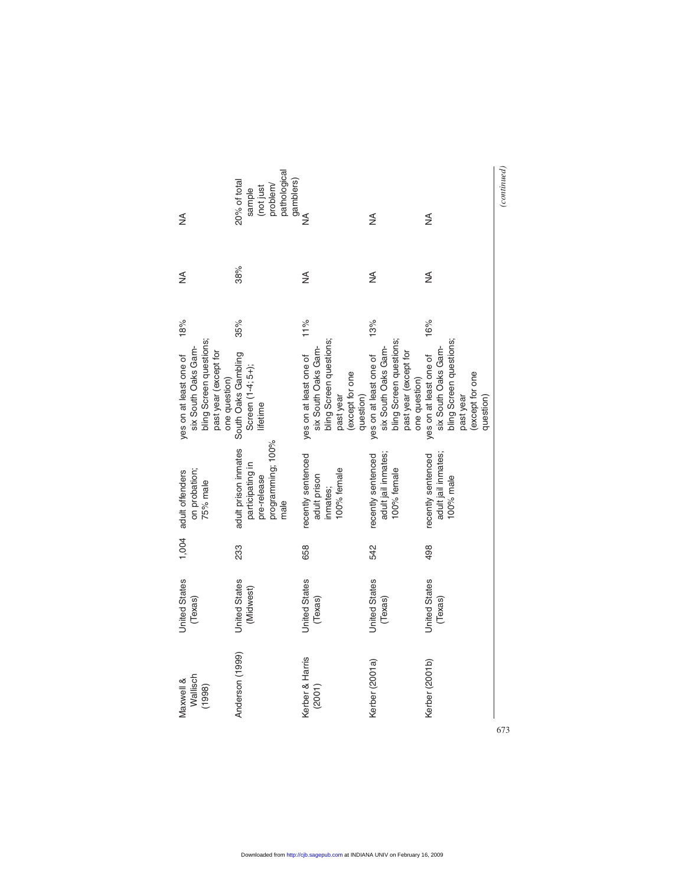| | | | | | | | |
|---|---|---|---|---|---|---|---|
| Maxwell & Wallisch (1998) | United States (Texas) | 1,004 | adult offenders on probation; 75% male | yes on at least one of six South Oaks Gambling Screen questions; past year (except for one question) | 18% | NA | NA |
| Anderson (1999) | United States (Midwest) | 233 | adult prison inmates participating in pre-release programming; 100% male | South Oaks Gambling Screen (1-4; 5+); lifetime | 35% | 38% | 20% of total sample (not just problem/pathological gamblers) |
| Kerber & Harris (2001) | United States (Texas) | 658 | recently sentenced adult prison inmates; 100% female | yes on at least one of six South Oaks Gambling Screen questions; past year (except for one question) | 11% | NA | NA |
| Kerber (2001a) | United States (Texas) | 542 | recently sentenced adult jail inmates; 100% female | yes on at least one of six South Oaks Gambling Screen questions; past year (except for one question) | 13% | NA | NA |
| Kerber (2001b) | United States (Texas) | 498 | recently sentenced adult jail inmates; 100% male | yes on at least one of six South Oaks Gambling Screen questions; past year (except for one question) | 16% | NA | NA |

*(continued)*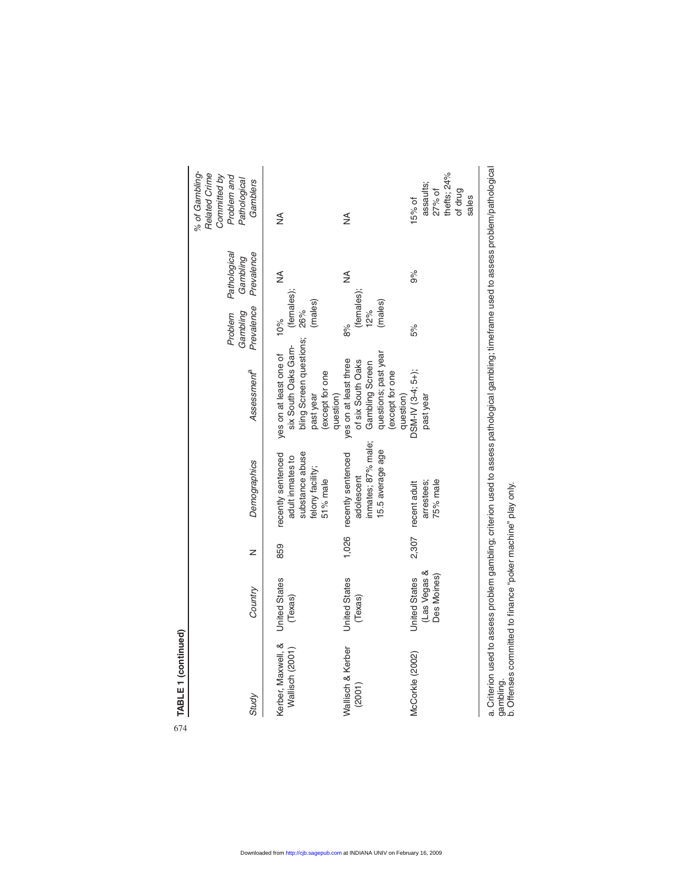**TABLE 1 (continued)**

| Study | Country | N | Demographics | Assessment[a] | Problem Gambling Prevalence | Pathological Gambling Prevalence | % of Gambling-Related Crime Committed by Problem and Pathological Gamblers |
|---|---|---|---|---|---|---|---|
| Kerber, Maxwell, & Wallisch (2001) | United States (Texas) | 859 | recently sentenced adult inmates to substance abuse felony facility; 51% male | yes on at least one of six South Oaks Gambling Screen questions; past year (except for one question) | 10% (females); 26% (males) | NA | NA |
| Wallisch & Kerber (2001) | United States (Texas) | 1,026 | recently sentenced adolescent inmates; 87% male; 15.5 average age | yes on at least three of six South Oaks Gambling Screen questions; past year (except for one question) | 8% (females); 12% (males) | NA | NA |
| McCorkle (2002) | United States (Las Vegas & Des Moines) | 2,307 | recent adult arrestees; 75% male | DSM-IV (3-4; 5+); past year | 5% | 9% | 15% of assaults; 27% of thefts; 24% of drug sales |

a. Criterion used to assess problem gambling; criterion used to assess pathological gambling; timeframe used to assess problem/pathological gambling.
b. Offenses committed to finance "poker machine" play only.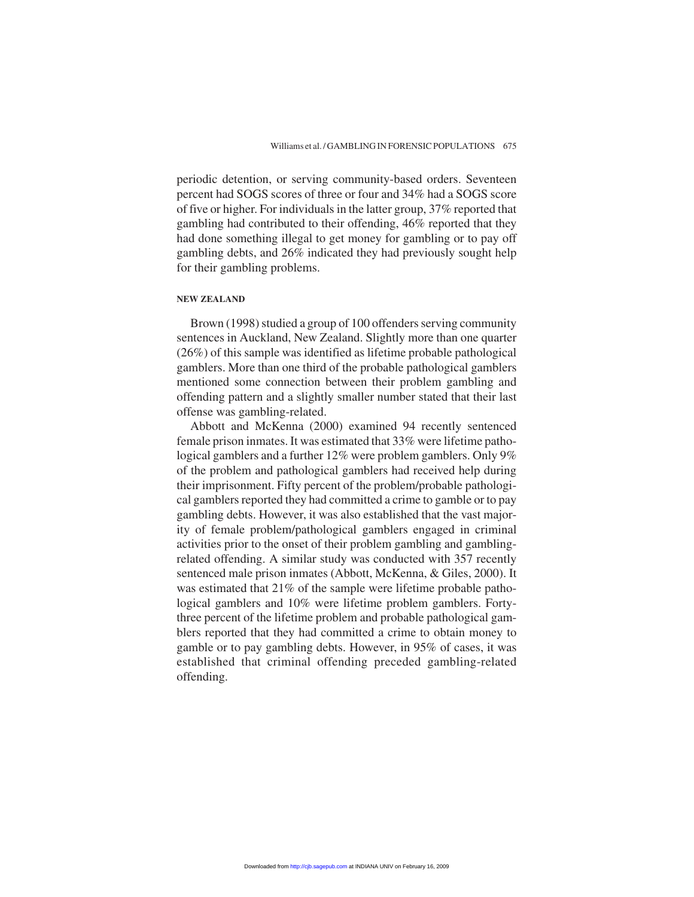periodic detention, or serving community-based orders. Seventeen percent had SOGS scores of three or four and 34% had a SOGS score of five or higher. For individuals in the latter group, 37% reported that gambling had contributed to their offending, 46% reported that they had done something illegal to get money for gambling or to pay off gambling debts, and 26% indicated they had previously sought help for their gambling problems.

### NEW ZEALAND

Brown (1998) studied a group of 100 offenders serving community sentences in Auckland, New Zealand. Slightly more than one quarter (26%) of this sample was identified as lifetime probable pathological gamblers. More than one third of the probable pathological gamblers mentioned some connection between their problem gambling and offending pattern and a slightly smaller number stated that their last offense was gambling-related.

Abbott and McKenna (2000) examined 94 recently sentenced female prison inmates. It was estimated that 33% were lifetime pathological gamblers and a further 12% were problem gamblers. Only 9% of the problem and pathological gamblers had received help during their imprisonment. Fifty percent of the problem/probable pathological gamblers reported they had committed a crime to gamble or to pay gambling debts. However, it was also established that the vast majority of female problem/pathological gamblers engaged in criminal activities prior to the onset of their problem gambling and gambling-related offending. A similar study was conducted with 357 recently sentenced male prison inmates (Abbott, McKenna, & Giles, 2000). It was estimated that 21% of the sample were lifetime probable pathological gamblers and 10% were lifetime problem gamblers. Forty-three percent of the lifetime problem and probable pathological gamblers reported that they had committed a crime to obtain money to gamble or to pay gambling debts. However, in 95% of cases, it was established that criminal offending preceded gambling-related offending.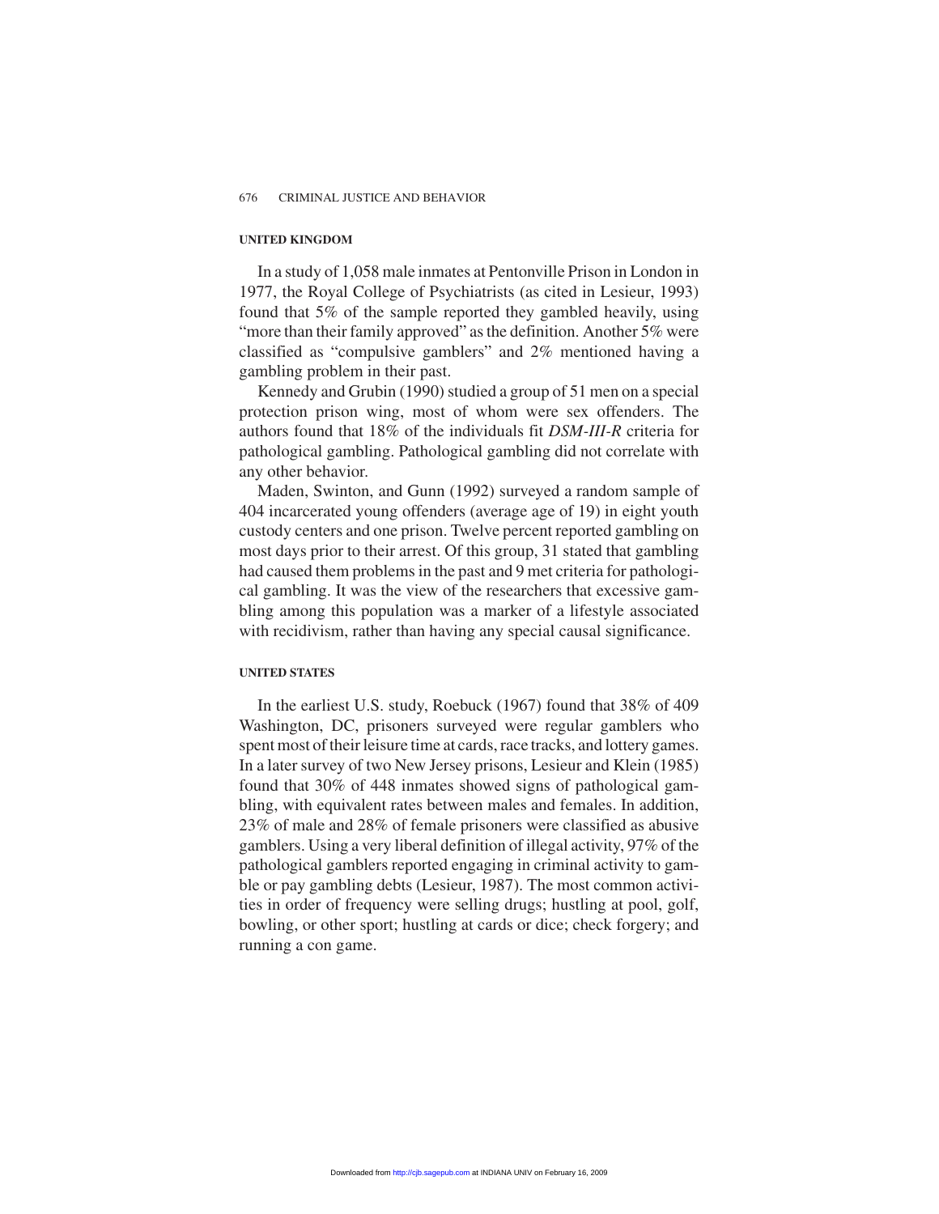#### UNITED KINGDOM

In a study of 1,058 male inmates at Pentonville Prison in London in 1977, the Royal College of Psychiatrists (as cited in Lesieur, 1993) found that 5% of the sample reported they gambled heavily, using "more than their family approved" as the definition. Another 5% were classified as "compulsive gamblers" and 2% mentioned having a gambling problem in their past.

Kennedy and Grubin (1990) studied a group of 51 men on a special protection prison wing, most of whom were sex offenders. The authors found that 18% of the individuals fit *DSM-III-R* criteria for pathological gambling. Pathological gambling did not correlate with any other behavior.

Maden, Swinton, and Gunn (1992) surveyed a random sample of 404 incarcerated young offenders (average age of 19) in eight youth custody centers and one prison. Twelve percent reported gambling on most days prior to their arrest. Of this group, 31 stated that gambling had caused them problems in the past and 9 met criteria for pathological gambling. It was the view of the researchers that excessive gambling among this population was a marker of a lifestyle associated with recidivism, rather than having any special causal significance.

#### UNITED STATES

In the earliest U.S. study, Roebuck (1967) found that 38% of 409 Washington, DC, prisoners surveyed were regular gamblers who spent most of their leisure time at cards, race tracks, and lottery games. In a later survey of two New Jersey prisons, Lesieur and Klein (1985) found that 30% of 448 inmates showed signs of pathological gambling, with equivalent rates between males and females. In addition, 23% of male and 28% of female prisoners were classified as abusive gamblers. Using a very liberal definition of illegal activity, 97% of the pathological gamblers reported engaging in criminal activity to gamble or pay gambling debts (Lesieur, 1987). The most common activities in order of frequency were selling drugs; hustling at pool, golf, bowling, or other sport; hustling at cards or dice; check forgery; and running a con game.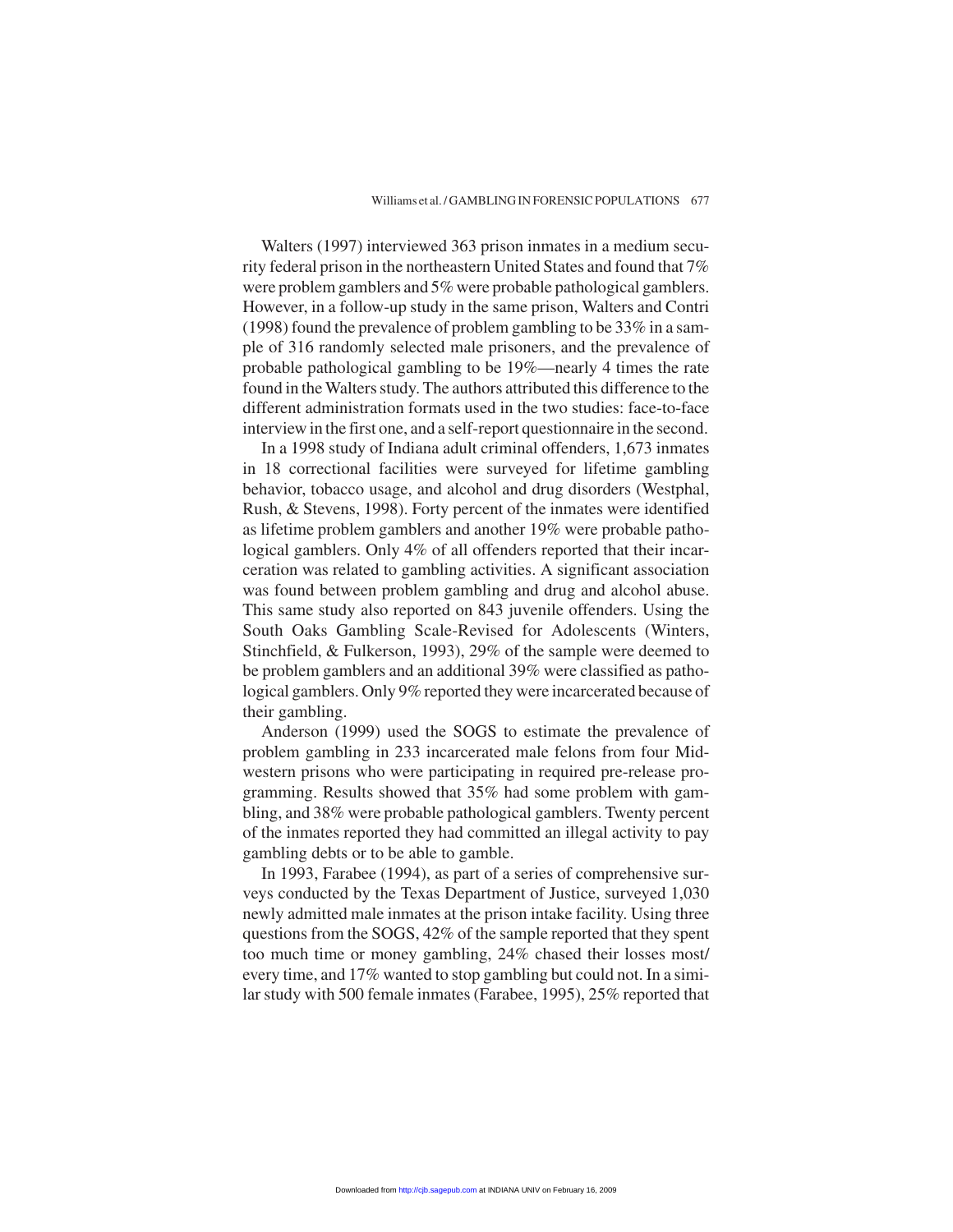Walters (1997) interviewed 363 prison inmates in a medium security federal prison in the northeastern United States and found that 7% were problem gamblers and 5% were probable pathological gamblers. However, in a follow-up study in the same prison, Walters and Contri (1998) found the prevalence of problem gambling to be 33% in a sample of 316 randomly selected male prisoners, and the prevalence of probable pathological gambling to be 19%—nearly 4 times the rate found in the Walters study. The authors attributed this difference to the different administration formats used in the two studies: face-to-face interview in the first one, and a self-report questionnaire in the second.

In a 1998 study of Indiana adult criminal offenders, 1,673 inmates in 18 correctional facilities were surveyed for lifetime gambling behavior, tobacco usage, and alcohol and drug disorders (Westphal, Rush, & Stevens, 1998). Forty percent of the inmates were identified as lifetime problem gamblers and another 19% were probable pathological gamblers. Only 4% of all offenders reported that their incarceration was related to gambling activities. A significant association was found between problem gambling and drug and alcohol abuse. This same study also reported on 843 juvenile offenders. Using the South Oaks Gambling Scale-Revised for Adolescents (Winters, Stinchfield, & Fulkerson, 1993), 29% of the sample were deemed to be problem gamblers and an additional 39% were classified as pathological gamblers. Only 9% reported they were incarcerated because of their gambling.

Anderson (1999) used the SOGS to estimate the prevalence of problem gambling in 233 incarcerated male felons from four Midwestern prisons who were participating in required pre-release programming. Results showed that 35% had some problem with gambling, and 38% were probable pathological gamblers. Twenty percent of the inmates reported they had committed an illegal activity to pay gambling debts or to be able to gamble.

In 1993, Farabee (1994), as part of a series of comprehensive surveys conducted by the Texas Department of Justice, surveyed 1,030 newly admitted male inmates at the prison intake facility. Using three questions from the SOGS, 42% of the sample reported that they spent too much time or money gambling, 24% chased their losses most/every time, and 17% wanted to stop gambling but could not. In a similar study with 500 female inmates (Farabee, 1995), 25% reported that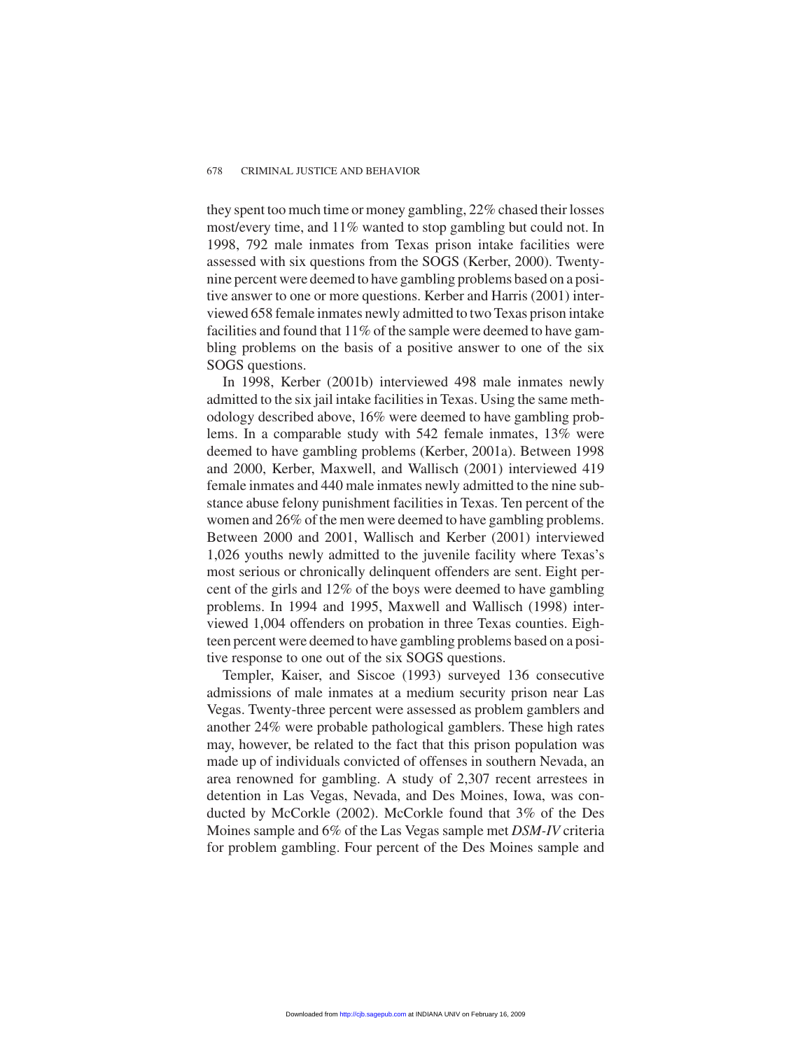they spent too much time or money gambling, 22% chased their losses most/every time, and 11% wanted to stop gambling but could not. In 1998, 792 male inmates from Texas prison intake facilities were assessed with six questions from the SOGS (Kerber, 2000). Twenty-nine percent were deemed to have gambling problems based on a positive answer to one or more questions. Kerber and Harris (2001) interviewed 658 female inmates newly admitted to two Texas prison intake facilities and found that 11% of the sample were deemed to have gambling problems on the basis of a positive answer to one of the six SOGS questions.

In 1998, Kerber (2001b) interviewed 498 male inmates newly admitted to the six jail intake facilities in Texas. Using the same methodology described above, 16% were deemed to have gambling problems. In a comparable study with 542 female inmates, 13% were deemed to have gambling problems (Kerber, 2001a). Between 1998 and 2000, Kerber, Maxwell, and Wallisch (2001) interviewed 419 female inmates and 440 male inmates newly admitted to the nine substance abuse felony punishment facilities in Texas. Ten percent of the women and 26% of the men were deemed to have gambling problems. Between 2000 and 2001, Wallisch and Kerber (2001) interviewed 1,026 youths newly admitted to the juvenile facility where Texas's most serious or chronically delinquent offenders are sent. Eight percent of the girls and 12% of the boys were deemed to have gambling problems. In 1994 and 1995, Maxwell and Wallisch (1998) interviewed 1,004 offenders on probation in three Texas counties. Eighteen percent were deemed to have gambling problems based on a positive response to one out of the six SOGS questions.

Templer, Kaiser, and Siscoe (1993) surveyed 136 consecutive admissions of male inmates at a medium security prison near Las Vegas. Twenty-three percent were assessed as problem gamblers and another 24% were probable pathological gamblers. These high rates may, however, be related to the fact that this prison population was made up of individuals convicted of offenses in southern Nevada, an area renowned for gambling. A study of 2,307 recent arrestees in detention in Las Vegas, Nevada, and Des Moines, Iowa, was conducted by McCorkle (2002). McCorkle found that 3% of the Des Moines sample and 6% of the Las Vegas sample met *DSM-IV* criteria for problem gambling. Four percent of the Des Moines sample and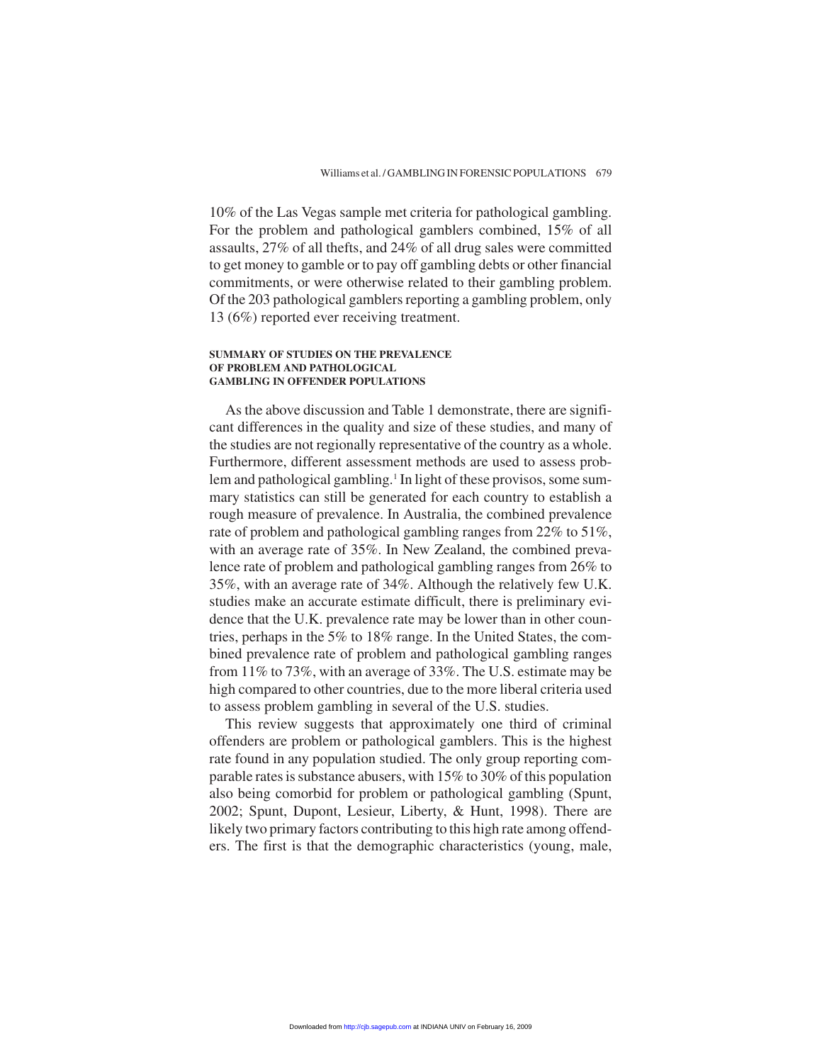10% of the Las Vegas sample met criteria for pathological gambling. For the problem and pathological gamblers combined, 15% of all assaults, 27% of all thefts, and 24% of all drug sales were committed to get money to gamble or to pay off gambling debts or other financial commitments, or were otherwise related to their gambling problem. Of the 203 pathological gamblers reporting a gambling problem, only 13 (6%) reported ever receiving treatment.

### SUMMARY OF STUDIES ON THE PREVALENCE OF PROBLEM AND PATHOLOGICAL GAMBLING IN OFFENDER POPULATIONS

As the above discussion and Table 1 demonstrate, there are significant differences in the quality and size of these studies, and many of the studies are not regionally representative of the country as a whole. Furthermore, different assessment methods are used to assess problem and pathological gambling.[1] In light of these provisos, some summary statistics can still be generated for each country to establish a rough measure of prevalence. In Australia, the combined prevalence rate of problem and pathological gambling ranges from 22% to 51%, with an average rate of 35%. In New Zealand, the combined prevalence rate of problem and pathological gambling ranges from 26% to 35%, with an average rate of 34%. Although the relatively few U.K. studies make an accurate estimate difficult, there is preliminary evidence that the U.K. prevalence rate may be lower than in other countries, perhaps in the 5% to 18% range. In the United States, the combined prevalence rate of problem and pathological gambling ranges from 11% to 73%, with an average of 33%. The U.S. estimate may be high compared to other countries, due to the more liberal criteria used to assess problem gambling in several of the U.S. studies.

This review suggests that approximately one third of criminal offenders are problem or pathological gamblers. This is the highest rate found in any population studied. The only group reporting comparable rates is substance abusers, with 15% to 30% of this population also being comorbid for problem or pathological gambling (Spunt, 2002; Spunt, Dupont, Lesieur, Liberty, & Hunt, 1998). There are likely two primary factors contributing to this high rate among offenders. The first is that the demographic characteristics (young, male,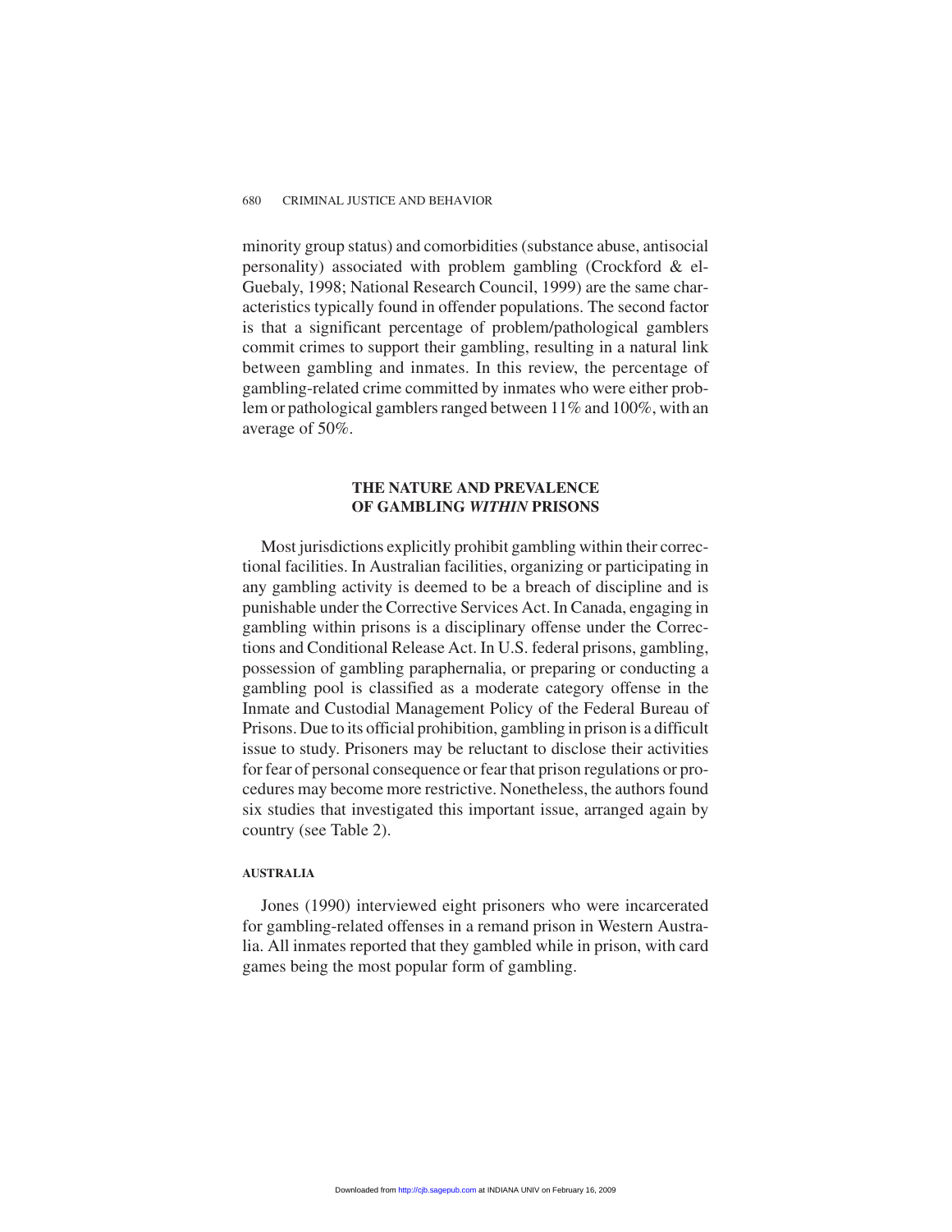minority group status) and comorbidities (substance abuse, antisocial personality) associated with problem gambling (Crockford & el-Guebaly, 1998; National Research Council, 1999) are the same characteristics typically found in offender populations. The second factor is that a significant percentage of problem/pathological gamblers commit crimes to support their gambling, resulting in a natural link between gambling and inmates. In this review, the percentage of gambling-related crime committed by inmates who were either problem or pathological gamblers ranged between 11% and 100%, with an average of 50%.

## THE NATURE AND PREVALENCE OF GAMBLING *WITHIN* PRISONS

Most jurisdictions explicitly prohibit gambling within their correctional facilities. In Australian facilities, organizing or participating in any gambling activity is deemed to be a breach of discipline and is punishable under the Corrective Services Act. In Canada, engaging in gambling within prisons is a disciplinary offense under the Corrections and Conditional Release Act. In U.S. federal prisons, gambling, possession of gambling paraphernalia, or preparing or conducting a gambling pool is classified as a moderate category offense in the Inmate and Custodial Management Policy of the Federal Bureau of Prisons. Due to its official prohibition, gambling in prison is a difficult issue to study. Prisoners may be reluctant to disclose their activities for fear of personal consequence or fear that prison regulations or procedures may become more restrictive. Nonetheless, the authors found six studies that investigated this important issue, arranged again by country (see Table 2).

### AUSTRALIA

Jones (1990) interviewed eight prisoners who were incarcerated for gambling-related offenses in a remand prison in Western Australia. All inmates reported that they gambled while in prison, with card games being the most popular form of gambling.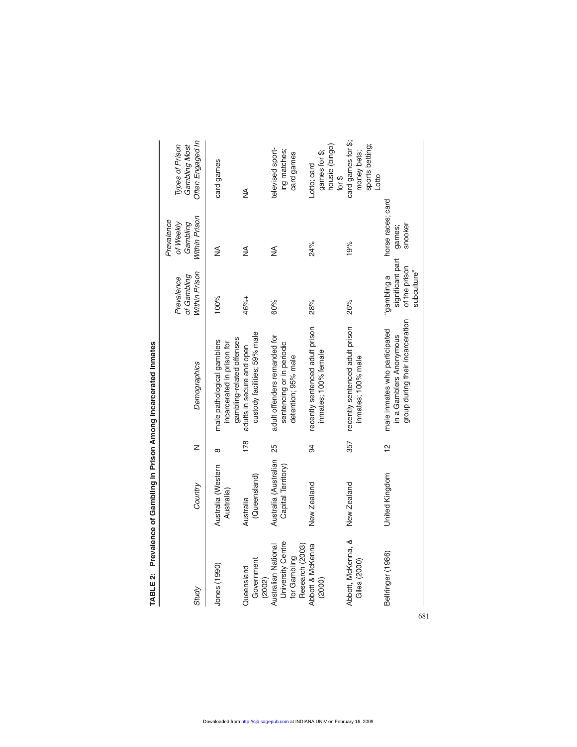**TABLE 2: Prevalence of Gambling in Prison Among Incarcerated Inmates**

| *Study* | *Country* | N | *Demographics* | *Prevalence of Gambling Within Prison* | *Prevalence of Weekly Gambling Within Prison* | *Types of Prison Gambling Most Often Engaged In* |
|---|---|---|---|---|---|---|
| Jones (1990) | Australia (Western Australia) | 8 | male pathological gamblers incarcerated in prison for gambling-related offenses | 100% | NA | card games |
| Queensland Government (2002) | Australia (Queensland) | 178 | adults in secure and open custody facilities; 59% male | 46%+ | NA | NA |
| Australian National University Centre for Gambling Research (2003) | Australia (Australian Capital Territory) | 25 | adult offenders remanded for sentencing or in periodic detention; 95% male | 60% | NA | televised sporting matches; card games |
| Abbott & McKenna (2000) | New Zealand | 94 | recently sentenced adult prison inmates; 100% female | 28% | 24% | Lotto; card games for $; housie (bingo) for $ |
| Abbott, McKenna, & Giles (2000) | New Zealand | 357 | recently sentenced adult prison inmates; 100% male | 26% | 19% | card games for $; money bets; sports betting; Lotto |
| Bellringer (1986) | United Kingdom | 12 | male inmates who participated in a Gamblers Anonymous group during their incarceration | "gambling a significant part of the prison subculture" | horse races; card games; snooker | |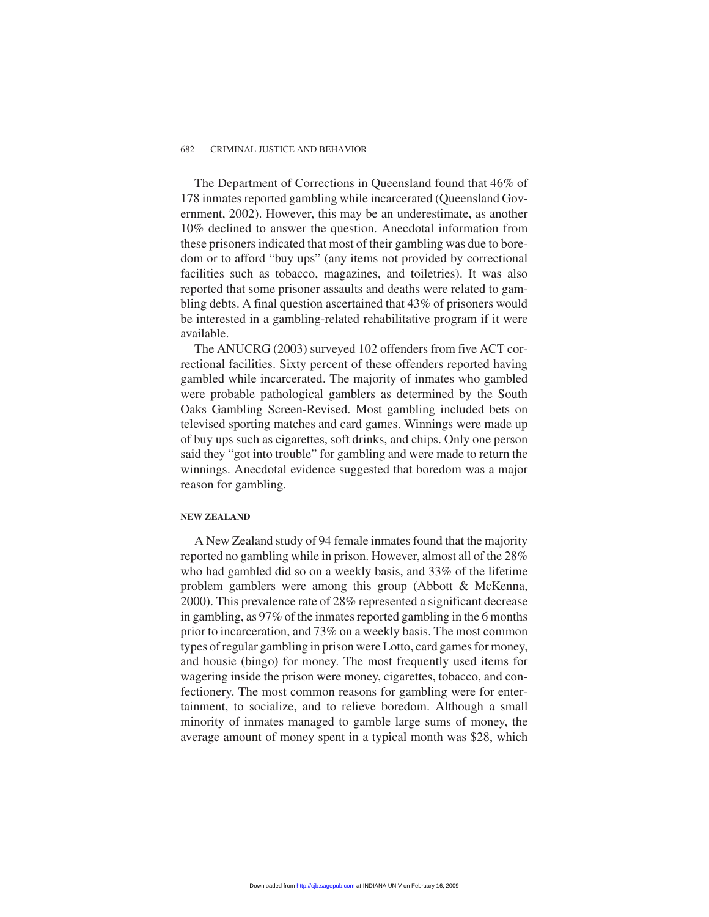The Department of Corrections in Queensland found that 46% of 178 inmates reported gambling while incarcerated (Queensland Government, 2002). However, this may be an underestimate, as another 10% declined to answer the question. Anecdotal information from these prisoners indicated that most of their gambling was due to boredom or to afford "buy ups" (any items not provided by correctional facilities such as tobacco, magazines, and toiletries). It was also reported that some prisoner assaults and deaths were related to gambling debts. A final question ascertained that 43% of prisoners would be interested in a gambling-related rehabilitative program if it were available.

The ANUCRG (2003) surveyed 102 offenders from five ACT correctional facilities. Sixty percent of these offenders reported having gambled while incarcerated. The majority of inmates who gambled were probable pathological gamblers as determined by the South Oaks Gambling Screen-Revised. Most gambling included bets on televised sporting matches and card games. Winnings were made up of buy ups such as cigarettes, soft drinks, and chips. Only one person said they "got into trouble" for gambling and were made to return the winnings. Anecdotal evidence suggested that boredom was a major reason for gambling.

#### NEW ZEALAND

A New Zealand study of 94 female inmates found that the majority reported no gambling while in prison. However, almost all of the 28% who had gambled did so on a weekly basis, and 33% of the lifetime problem gamblers were among this group (Abbott & McKenna, 2000). This prevalence rate of 28% represented a significant decrease in gambling, as 97% of the inmates reported gambling in the 6 months prior to incarceration, and 73% on a weekly basis. The most common types of regular gambling in prison were Lotto, card games for money, and housie (bingo) for money. The most frequently used items for wagering inside the prison were money, cigarettes, tobacco, and confectionery. The most common reasons for gambling were for entertainment, to socialize, and to relieve boredom. Although a small minority of inmates managed to gamble large sums of money, the average amount of money spent in a typical month was $28, which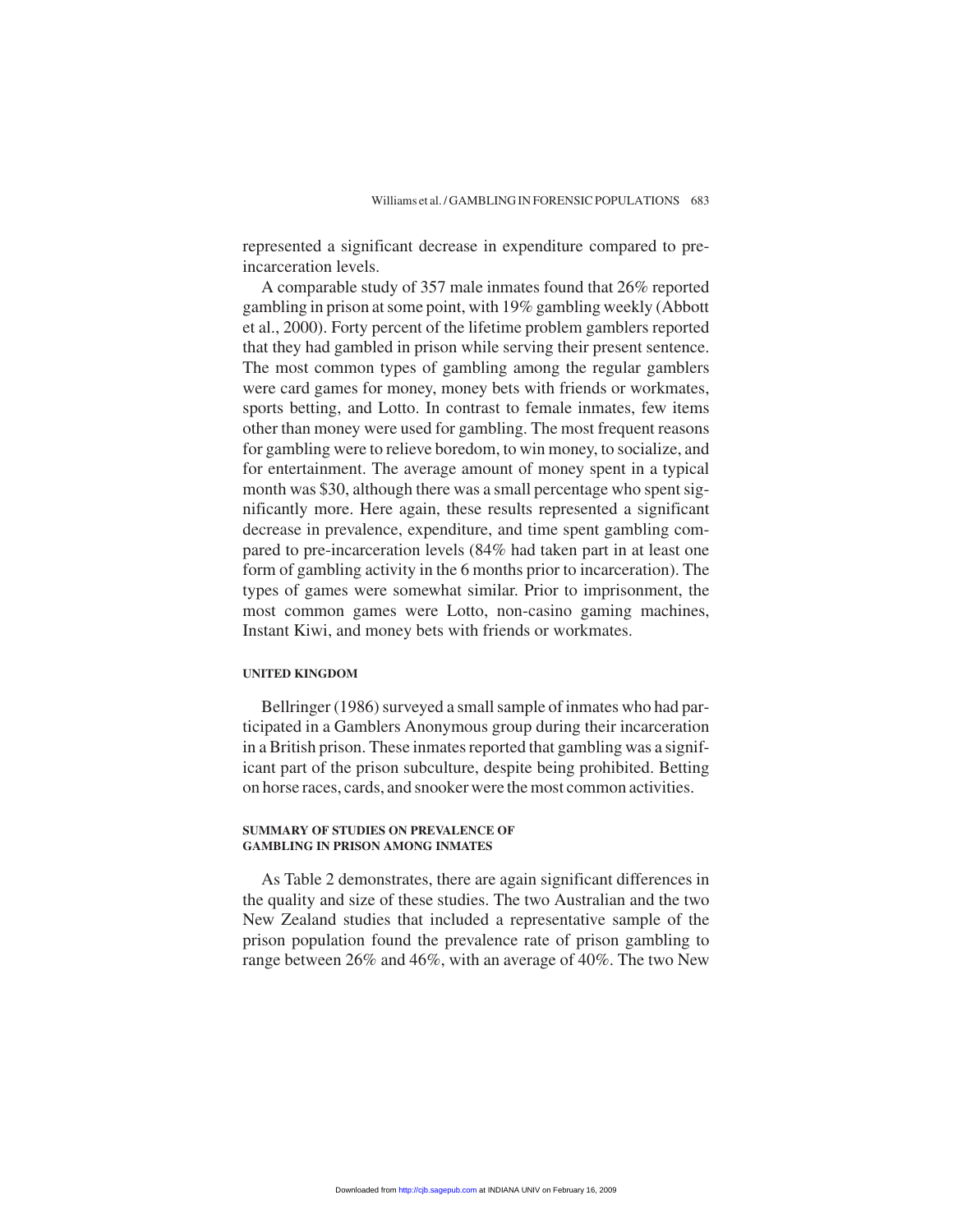represented a significant decrease in expenditure compared to pre-incarceration levels.

A comparable study of 357 male inmates found that 26% reported gambling in prison at some point, with 19% gambling weekly (Abbott et al., 2000). Forty percent of the lifetime problem gamblers reported that they had gambled in prison while serving their present sentence. The most common types of gambling among the regular gamblers were card games for money, money bets with friends or workmates, sports betting, and Lotto. In contrast to female inmates, few items other than money were used for gambling. The most frequent reasons for gambling were to relieve boredom, to win money, to socialize, and for entertainment. The average amount of money spent in a typical month was $30, although there was a small percentage who spent significantly more. Here again, these results represented a significant decrease in prevalence, expenditure, and time spent gambling compared to pre-incarceration levels (84% had taken part in at least one form of gambling activity in the 6 months prior to incarceration). The types of games were somewhat similar. Prior to imprisonment, the most common games were Lotto, non-casino gaming machines, Instant Kiwi, and money bets with friends or workmates.

#### UNITED KINGDOM

Bellringer (1986) surveyed a small sample of inmates who had participated in a Gamblers Anonymous group during their incarceration in a British prison. These inmates reported that gambling was a significant part of the prison subculture, despite being prohibited. Betting on horse races, cards, and snooker were the most common activities.

#### SUMMARY OF STUDIES ON PREVALENCE OF GAMBLING IN PRISON AMONG INMATES

As Table 2 demonstrates, there are again significant differences in the quality and size of these studies. The two Australian and the two New Zealand studies that included a representative sample of the prison population found the prevalence rate of prison gambling to range between 26% and 46%, with an average of 40%. The two New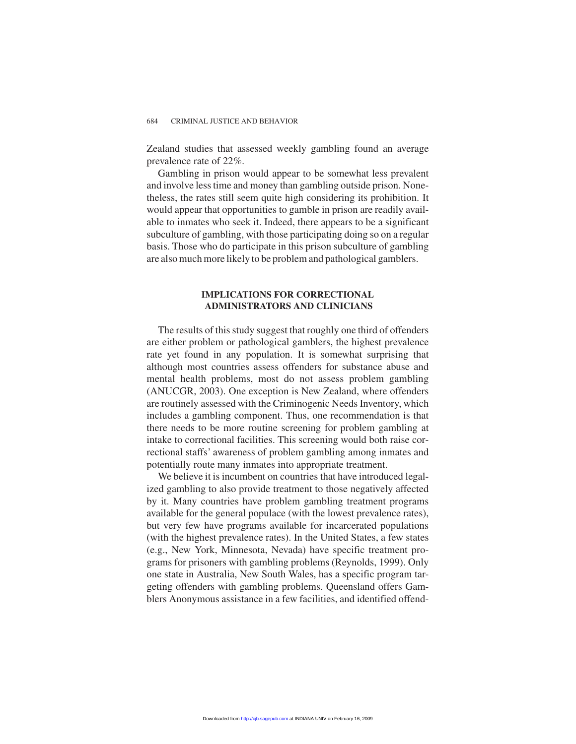Zealand studies that assessed weekly gambling found an average prevalence rate of 22%.

Gambling in prison would appear to be somewhat less prevalent and involve less time and money than gambling outside prison. Nonetheless, the rates still seem quite high considering its prohibition. It would appear that opportunities to gamble in prison are readily available to inmates who seek it. Indeed, there appears to be a significant subculture of gambling, with those participating doing so on a regular basis. Those who do participate in this prison subculture of gambling are also much more likely to be problem and pathological gamblers.

## IMPLICATIONS FOR CORRECTIONAL ADMINISTRATORS AND CLINICIANS

The results of this study suggest that roughly one third of offenders are either problem or pathological gamblers, the highest prevalence rate yet found in any population. It is somewhat surprising that although most countries assess offenders for substance abuse and mental health problems, most do not assess problem gambling (ANUCGR, 2003). One exception is New Zealand, where offenders are routinely assessed with the Criminogenic Needs Inventory, which includes a gambling component. Thus, one recommendation is that there needs to be more routine screening for problem gambling at intake to correctional facilities. This screening would both raise correctional staffs' awareness of problem gambling among inmates and potentially route many inmates into appropriate treatment.

We believe it is incumbent on countries that have introduced legalized gambling to also provide treatment to those negatively affected by it. Many countries have problem gambling treatment programs available for the general populace (with the lowest prevalence rates), but very few have programs available for incarcerated populations (with the highest prevalence rates). In the United States, a few states (e.g., New York, Minnesota, Nevada) have specific treatment programs for prisoners with gambling problems (Reynolds, 1999). Only one state in Australia, New South Wales, has a specific program targeting offenders with gambling problems. Queensland offers Gamblers Anonymous assistance in a few facilities, and identified offend-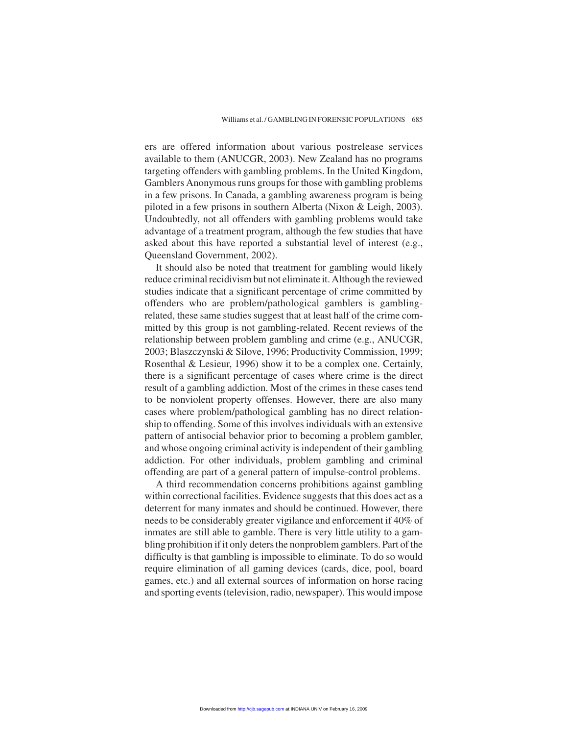ers are offered information about various postrelease services available to them (ANUCGR, 2003). New Zealand has no programs targeting offenders with gambling problems. In the United Kingdom, Gamblers Anonymous runs groups for those with gambling problems in a few prisons. In Canada, a gambling awareness program is being piloted in a few prisons in southern Alberta (Nixon & Leigh, 2003). Undoubtedly, not all offenders with gambling problems would take advantage of a treatment program, although the few studies that have asked about this have reported a substantial level of interest (e.g., Queensland Government, 2002).

It should also be noted that treatment for gambling would likely reduce criminal recidivism but not eliminate it. Although the reviewed studies indicate that a significant percentage of crime committed by offenders who are problem/pathological gamblers is gambling-related, these same studies suggest that at least half of the crime committed by this group is not gambling-related. Recent reviews of the relationship between problem gambling and crime (e.g., ANUCGR, 2003; Blaszczynski & Silove, 1996; Productivity Commission, 1999; Rosenthal & Lesieur, 1996) show it to be a complex one. Certainly, there is a significant percentage of cases where crime is the direct result of a gambling addiction. Most of the crimes in these cases tend to be nonviolent property offenses. However, there are also many cases where problem/pathological gambling has no direct relationship to offending. Some of this involves individuals with an extensive pattern of antisocial behavior prior to becoming a problem gambler, and whose ongoing criminal activity is independent of their gambling addiction. For other individuals, problem gambling and criminal offending are part of a general pattern of impulse-control problems.

A third recommendation concerns prohibitions against gambling within correctional facilities. Evidence suggests that this does act as a deterrent for many inmates and should be continued. However, there needs to be considerably greater vigilance and enforcement if 40% of inmates are still able to gamble. There is very little utility to a gambling prohibition if it only deters the nonproblem gamblers. Part of the difficulty is that gambling is impossible to eliminate. To do so would require elimination of all gaming devices (cards, dice, pool, board games, etc.) and all external sources of information on horse racing and sporting events (television, radio, newspaper). This would impose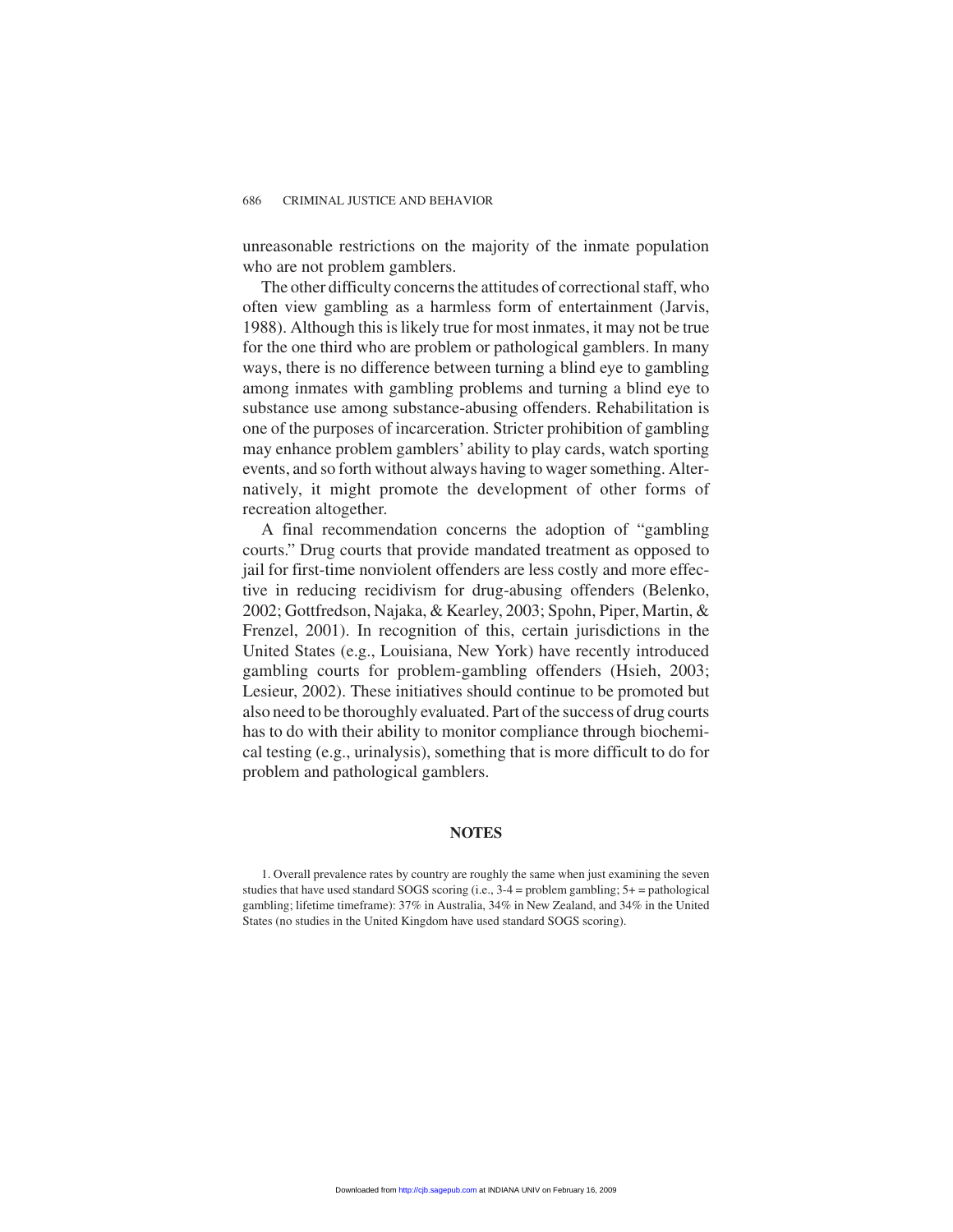unreasonable restrictions on the majority of the inmate population who are not problem gamblers.

The other difficulty concerns the attitudes of correctional staff, who often view gambling as a harmless form of entertainment (Jarvis, 1988). Although this is likely true for most inmates, it may not be true for the one third who are problem or pathological gamblers. In many ways, there is no difference between turning a blind eye to gambling among inmates with gambling problems and turning a blind eye to substance use among substance-abusing offenders. Rehabilitation is one of the purposes of incarceration. Stricter prohibition of gambling may enhance problem gamblers' ability to play cards, watch sporting events, and so forth without always having to wager something. Alternatively, it might promote the development of other forms of recreation altogether.

A final recommendation concerns the adoption of "gambling courts." Drug courts that provide mandated treatment as opposed to jail for first-time nonviolent offenders are less costly and more effective in reducing recidivism for drug-abusing offenders (Belenko, 2002; Gottfredson, Najaka, & Kearley, 2003; Spohn, Piper, Martin, & Frenzel, 2001). In recognition of this, certain jurisdictions in the United States (e.g., Louisiana, New York) have recently introduced gambling courts for problem-gambling offenders (Hsieh, 2003; Lesieur, 2002). These initiatives should continue to be promoted but also need to be thoroughly evaluated. Part of the success of drug courts has to do with their ability to monitor compliance through biochemical testing (e.g., urinalysis), something that is more difficult to do for problem and pathological gamblers.

## NOTES

1. Overall prevalence rates by country are roughly the same when just examining the seven studies that have used standard SOGS scoring (i.e., 3-4 = problem gambling; 5+ = pathological gambling; lifetime timeframe): 37% in Australia, 34% in New Zealand, and 34% in the United States (no studies in the United Kingdom have used standard SOGS scoring).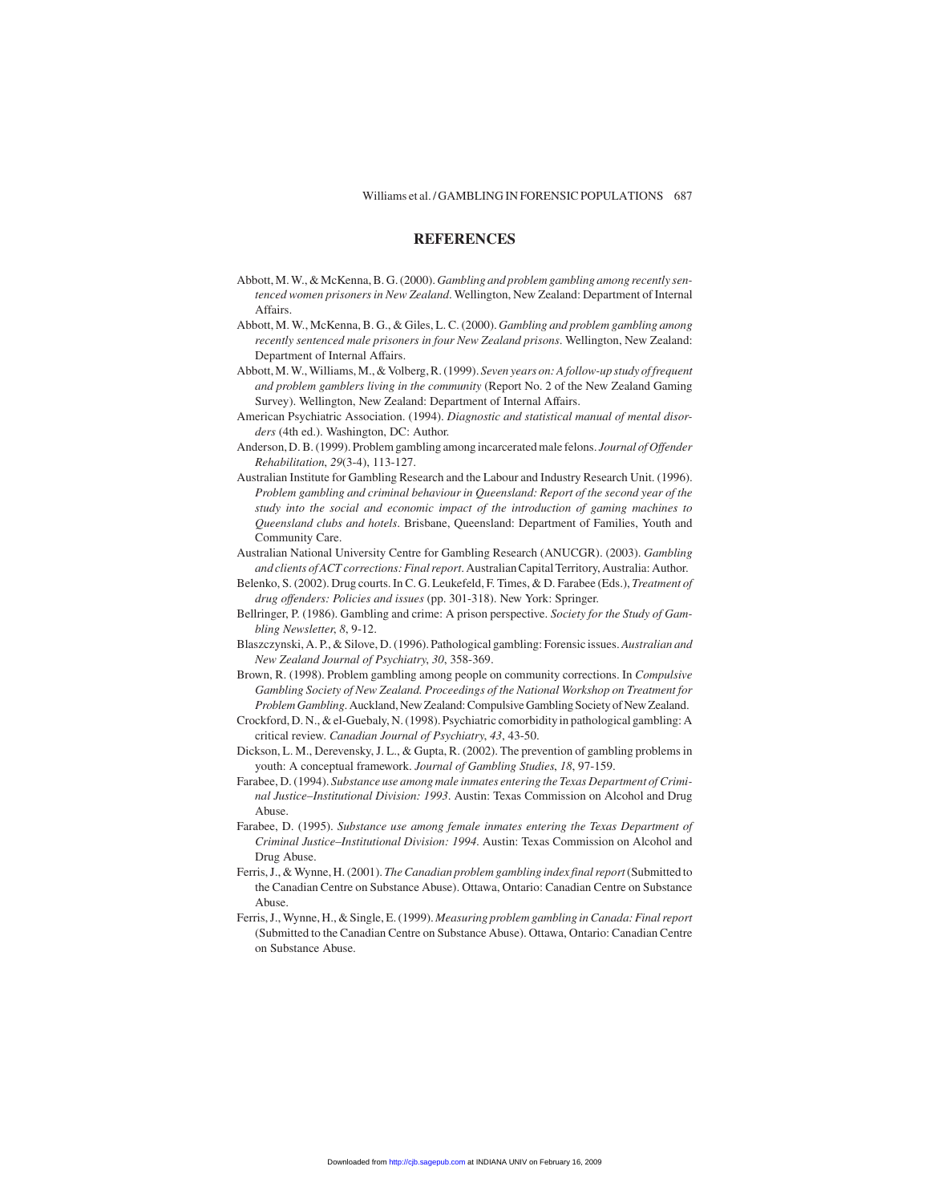## REFERENCES

Abbott, M. W., & McKenna, B. G. (2000). *Gambling and problem gambling among recently sentenced women prisoners in New Zealand*. Wellington, New Zealand: Department of Internal Affairs.

Abbott, M. W., McKenna, B. G., & Giles, L. C. (2000). *Gambling and problem gambling among recently sentenced male prisoners in four New Zealand prisons*. Wellington, New Zealand: Department of Internal Affairs.

Abbott, M. W., Williams, M., & Volberg, R. (1999). *Seven years on: A follow-up study of frequent and problem gamblers living in the community* (Report No. 2 of the New Zealand Gaming Survey). Wellington, New Zealand: Department of Internal Affairs.

American Psychiatric Association. (1994). *Diagnostic and statistical manual of mental disorders* (4th ed.). Washington, DC: Author.

Anderson, D. B. (1999). Problem gambling among incarcerated male felons. *Journal of Offender Rehabilitation*, *29*(3-4), 113-127.

Australian Institute for Gambling Research and the Labour and Industry Research Unit. (1996). *Problem gambling and criminal behaviour in Queensland: Report of the second year of the study into the social and economic impact of the introduction of gaming machines to Queensland clubs and hotels*. Brisbane, Queensland: Department of Families, Youth and Community Care.

Australian National University Centre for Gambling Research (ANUCGR). (2003). *Gambling and clients of ACT corrections: Final report*. Australian Capital Territory, Australia: Author.

Belenko, S. (2002). Drug courts. In C. G. Leukefeld, F. Times, & D. Farabee (Eds.), *Treatment of drug offenders: Policies and issues* (pp. 301-318). New York: Springer.

Bellringer, P. (1986). Gambling and crime: A prison perspective. *Society for the Study of Gambling Newsletter*, *8*, 9-12.

Blaszczynski, A. P., & Silove, D. (1996). Pathological gambling: Forensic issues. *Australian and New Zealand Journal of Psychiatry*, *30*, 358-369.

Brown, R. (1998). Problem gambling among people on community corrections. In *Compulsive Gambling Society of New Zealand. Proceedings of the National Workshop on Treatment for Problem Gambling*. Auckland, New Zealand: Compulsive Gambling Society of New Zealand.

Crockford, D. N., & el-Guebaly, N. (1998). Psychiatric comorbidity in pathological gambling: A critical review. *Canadian Journal of Psychiatry*, *43*, 43-50.

Dickson, L. M., Derevensky, J. L., & Gupta, R. (2002). The prevention of gambling problems in youth: A conceptual framework. *Journal of Gambling Studies*, *18*, 97-159.

Farabee, D. (1994). *Substance use among male inmates entering the Texas Department of Criminal Justice–Institutional Division: 1993*. Austin: Texas Commission on Alcohol and Drug Abuse.

Farabee, D. (1995). *Substance use among female inmates entering the Texas Department of Criminal Justice–Institutional Division: 1994*. Austin: Texas Commission on Alcohol and Drug Abuse.

Ferris, J., & Wynne, H. (2001). *The Canadian problem gambling index final report* (Submitted to the Canadian Centre on Substance Abuse). Ottawa, Ontario: Canadian Centre on Substance Abuse.

Ferris, J., Wynne, H., & Single, E. (1999). *Measuring problem gambling in Canada: Final report* (Submitted to the Canadian Centre on Substance Abuse). Ottawa, Ontario: Canadian Centre on Substance Abuse.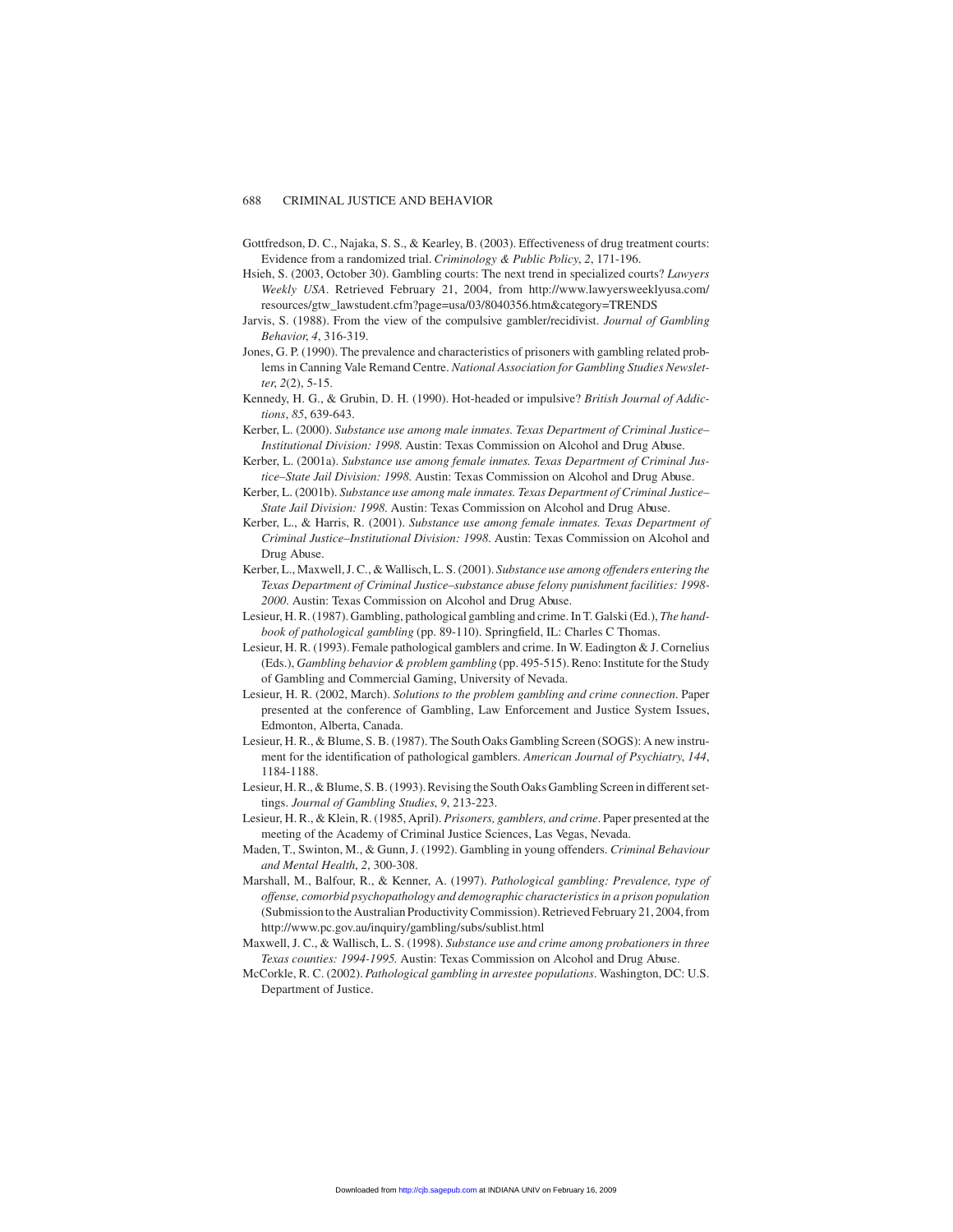Gottfredson, D. C., Najaka, S. S., & Kearley, B. (2003). Effectiveness of drug treatment courts: Evidence from a randomized trial. *Criminology & Public Policy*, *2*, 171-196.

Hsieh, S. (2003, October 30). Gambling courts: The next trend in specialized courts? *Lawyers Weekly USA*. Retrieved February 21, 2004, from http://www.lawyersweeklyusa.com/resources/gtw_lawstudent.cfm?page=usa/03/8040356.htm&category=TRENDS

Jarvis, S. (1988). From the view of the compulsive gambler/recidivist. *Journal of Gambling Behavior*, *4*, 316-319.

Jones, G. P. (1990). The prevalence and characteristics of prisoners with gambling related problems in Canning Vale Remand Centre. *National Association for Gambling Studies Newsletter*, *2*(2), 5-15.

Kennedy, H. G., & Grubin, D. H. (1990). Hot-headed or impulsive? *British Journal of Addictions*, *85*, 639-643.

Kerber, L. (2000). *Substance use among male inmates. Texas Department of Criminal Justice–Institutional Division: 1998.* Austin: Texas Commission on Alcohol and Drug Abuse.

Kerber, L. (2001a). *Substance use among female inmates. Texas Department of Criminal Justice–State Jail Division: 1998.* Austin: Texas Commission on Alcohol and Drug Abuse.

Kerber, L. (2001b). *Substance use among male inmates. Texas Department of Criminal Justice–State Jail Division: 1998.* Austin: Texas Commission on Alcohol and Drug Abuse.

Kerber, L., & Harris, R. (2001). *Substance use among female inmates. Texas Department of Criminal Justice–Institutional Division: 1998.* Austin: Texas Commission on Alcohol and Drug Abuse.

Kerber, L., Maxwell, J. C., & Wallisch, L. S. (2001). *Substance use among offenders entering the Texas Department of Criminal Justice–substance abuse felony punishment facilities: 1998-2000.* Austin: Texas Commission on Alcohol and Drug Abuse.

Lesieur, H. R. (1987). Gambling, pathological gambling and crime. In T. Galski (Ed.), *The handbook of pathological gambling* (pp. 89-110). Springfield, IL: Charles C Thomas.

Lesieur, H. R. (1993). Female pathological gamblers and crime. In W. Eadington & J. Cornelius (Eds.), *Gambling behavior & problem gambling* (pp. 495-515). Reno: Institute for the Study of Gambling and Commercial Gaming, University of Nevada.

Lesieur, H. R. (2002, March). *Solutions to the problem gambling and crime connection*. Paper presented at the conference of Gambling, Law Enforcement and Justice System Issues, Edmonton, Alberta, Canada.

Lesieur, H. R., & Blume, S. B. (1987). The South Oaks Gambling Screen (SOGS): A new instrument for the identification of pathological gamblers. *American Journal of Psychiatry*, *144*, 1184-1188.

Lesieur, H. R., & Blume, S. B. (1993). Revising the South Oaks Gambling Screen in different settings. *Journal of Gambling Studies*, *9*, 213-223.

Lesieur, H. R., & Klein, R. (1985, April). *Prisoners, gamblers, and crime*. Paper presented at the meeting of the Academy of Criminal Justice Sciences, Las Vegas, Nevada.

Maden, T., Swinton, M., & Gunn, J. (1992). Gambling in young offenders. *Criminal Behaviour and Mental Health*, *2*, 300-308.

Marshall, M., Balfour, R., & Kenner, A. (1997). *Pathological gambling: Prevalence, type of offense, comorbid psychopathology and demographic characteristics in a prison population* (Submission to the Australian Productivity Commission). Retrieved February 21, 2004, from http://www.pc.gov.au/inquiry/gambling/subs/sublist.html

Maxwell, J. C., & Wallisch, L. S. (1998). *Substance use and crime among probationers in three Texas counties: 1994-1995.* Austin: Texas Commission on Alcohol and Drug Abuse.

McCorkle, R. C. (2002). *Pathological gambling in arrestee populations*. Washington, DC: U.S. Department of Justice.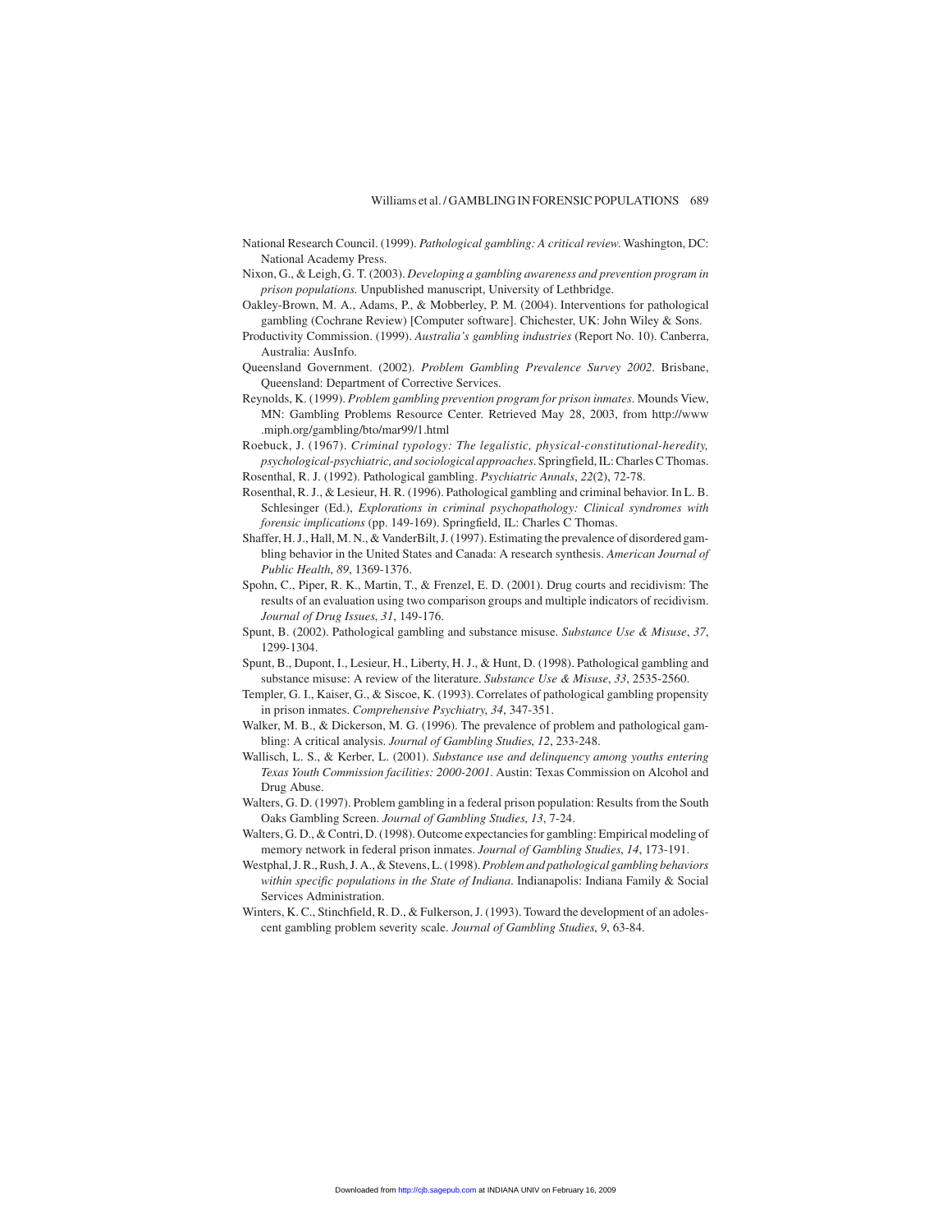National Research Council. (1999). *Pathological gambling: A critical review*. Washington, DC: National Academy Press.

Nixon, G., & Leigh, G. T. (2003). *Developing a gambling awareness and prevention program in prison populations.* Unpublished manuscript, University of Lethbridge.

Oakley-Brown, M. A., Adams, P., & Mobberley, P. M. (2004). Interventions for pathological gambling (Cochrane Review) [Computer software]. Chichester, UK: John Wiley & Sons.

Productivity Commission. (1999). *Australia's gambling industries* (Report No. 10). Canberra, Australia: AusInfo.

Queensland Government. (2002). *Problem Gambling Prevalence Survey 2002*. Brisbane, Queensland: Department of Corrective Services.

Reynolds, K. (1999). *Problem gambling prevention program for prison inmates*. Mounds View, MN: Gambling Problems Resource Center. Retrieved May 28, 2003, from http://www.miph.org/gambling/bto/mar99/1.html

Roebuck, J. (1967). *Criminal typology: The legalistic, physical-constitutional-heredity, psychological-psychiatric, and sociological approaches*. Springfield, IL: Charles C Thomas.

Rosenthal, R. J. (1992). Pathological gambling. *Psychiatric Annals*, *22*(2), 72-78.

Rosenthal, R. J., & Lesieur, H. R. (1996). Pathological gambling and criminal behavior. In L. B. Schlesinger (Ed.), *Explorations in criminal psychopathology: Clinical syndromes with forensic implications* (pp. 149-169). Springfield, IL: Charles C Thomas.

Shaffer, H. J., Hall, M. N., & VanderBilt, J. (1997). Estimating the prevalence of disordered gambling behavior in the United States and Canada: A research synthesis. *American Journal of Public Health*, *89*, 1369-1376.

Spohn, C., Piper, R. K., Martin, T., & Frenzel, E. D. (2001). Drug courts and recidivism: The results of an evaluation using two comparison groups and multiple indicators of recidivism. *Journal of Drug Issues*, *31*, 149-176.

Spunt, B. (2002). Pathological gambling and substance misuse. *Substance Use & Misuse*, *37*, 1299-1304.

Spunt, B., Dupont, I., Lesieur, H., Liberty, H. J., & Hunt, D. (1998). Pathological gambling and substance misuse: A review of the literature. *Substance Use & Misuse*, *33*, 2535-2560.

Templer, G. I., Kaiser, G., & Siscoe, K. (1993). Correlates of pathological gambling propensity in prison inmates. *Comprehensive Psychiatry*, *34*, 347-351.

Walker, M. B., & Dickerson, M. G. (1996). The prevalence of problem and pathological gambling: A critical analysis. *Journal of Gambling Studies*, *12*, 233-248.

Wallisch, L. S., & Kerber, L. (2001). *Substance use and delinquency among youths entering Texas Youth Commission facilities: 2000-2001*. Austin: Texas Commission on Alcohol and Drug Abuse.

Walters, G. D. (1997). Problem gambling in a federal prison population: Results from the South Oaks Gambling Screen. *Journal of Gambling Studies*, *13*, 7-24.

Walters, G. D., & Contri, D. (1998). Outcome expectancies for gambling: Empirical modeling of memory network in federal prison inmates. *Journal of Gambling Studies*, *14*, 173-191.

Westphal, J. R., Rush, J. A., & Stevens, L. (1998). *Problem and pathological gambling behaviors within specific populations in the State of Indiana*. Indianapolis: Indiana Family & Social Services Administration.

Winters, K. C., Stinchfield, R. D., & Fulkerson, J. (1993). Toward the development of an adolescent gambling problem severity scale. *Journal of Gambling Studies*, *9*, 63-84.